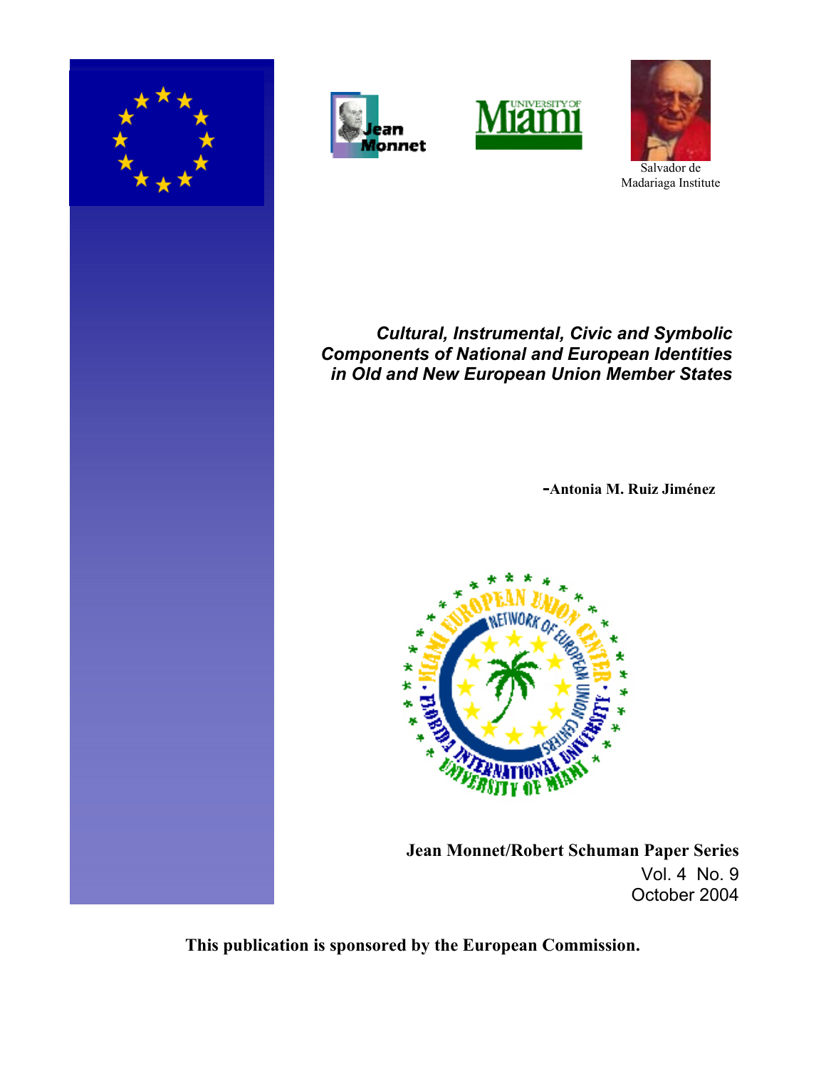Salvador de Madariaga Institute

# *Cultural, Instrumental, Civic and Symbolic Components of National and European Identities in Old and New European Union Member States*

**-Antonia M. Ruiz Jiménez**

**Jean Monnet/Robert Schuman Paper Series**
Vol. 4 No. 9
October 2004

**This publication is sponsored by the European Commission.**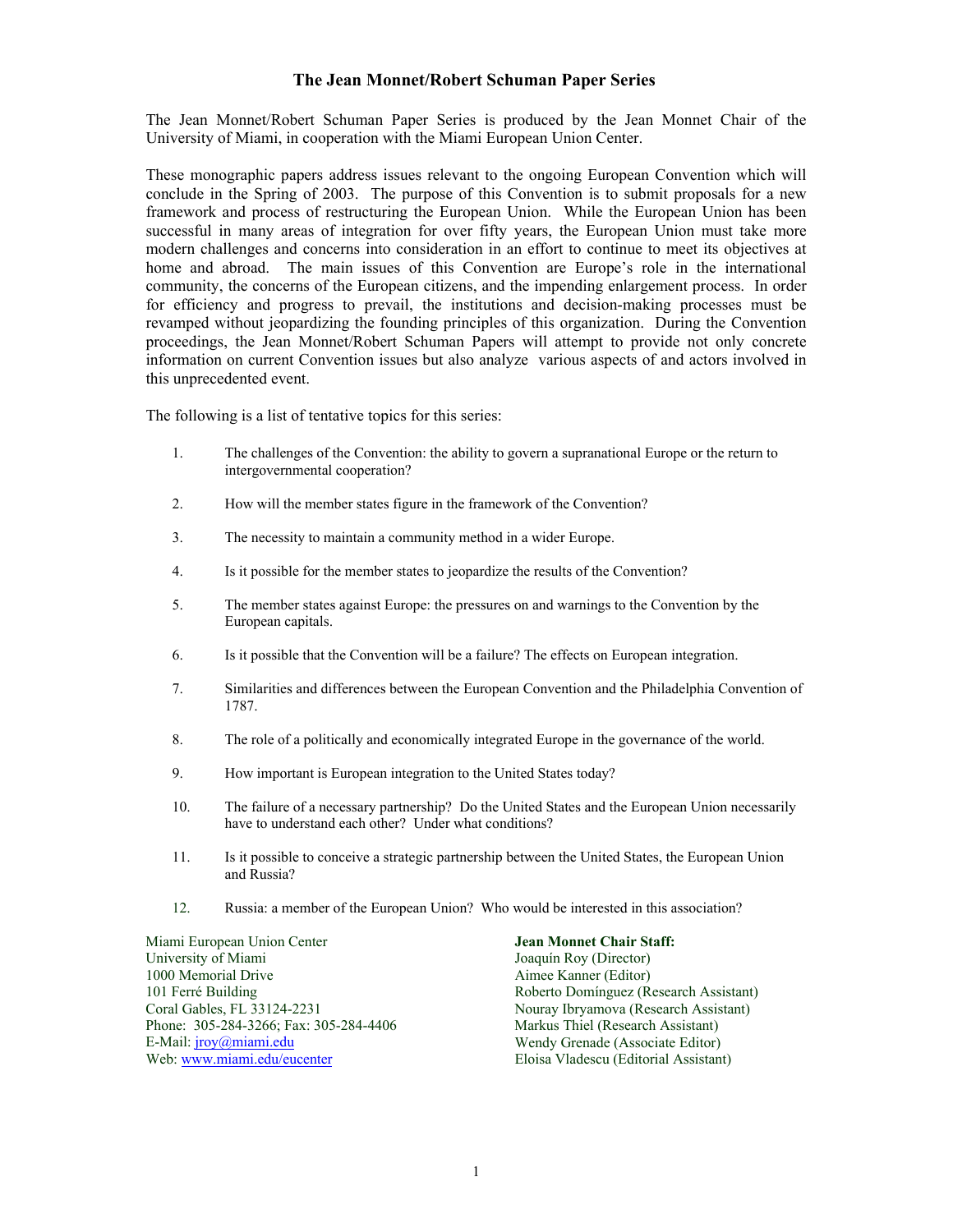# The Jean Monnet/Robert Schuman Paper Series

The Jean Monnet/Robert Schuman Paper Series is produced by the Jean Monnet Chair of the University of Miami, in cooperation with the Miami European Union Center.

These monographic papers address issues relevant to the ongoing European Convention which will conclude in the Spring of 2003. The purpose of this Convention is to submit proposals for a new framework and process of restructuring the European Union. While the European Union has been successful in many areas of integration for over fifty years, the European Union must take more modern challenges and concerns into consideration in an effort to continue to meet its objectives at home and abroad. The main issues of this Convention are Europe's role in the international community, the concerns of the European citizens, and the impending enlargement process. In order for efficiency and progress to prevail, the institutions and decision-making processes must be revamped without jeopardizing the founding principles of this organization. During the Convention proceedings, the Jean Monnet/Robert Schuman Papers will attempt to provide not only concrete information on current Convention issues but also analyze various aspects of and actors involved in this unprecedented event.

The following is a list of tentative topics for this series:

1. The challenges of the Convention: the ability to govern a supranational Europe or the return to intergovernmental cooperation?
2. How will the member states figure in the framework of the Convention?
3. The necessity to maintain a community method in a wider Europe.
4. Is it possible for the member states to jeopardize the results of the Convention?
5. The member states against Europe: the pressures on and warnings to the Convention by the European capitals.
6. Is it possible that the Convention will be a failure? The effects on European integration.
7. Similarities and differences between the European Convention and the Philadelphia Convention of 1787.
8. The role of a politically and economically integrated Europe in the governance of the world.
9. How important is European integration to the United States today?
10. The failure of a necessary partnership? Do the United States and the European Union necessarily have to understand each other? Under what conditions?
11. Is it possible to conceive a strategic partnership between the United States, the European Union and Russia?
12. Russia: a member of the European Union? Who would be interested in this association?

Miami European Union Center
University of Miami
1000 Memorial Drive
101 Ferré Building
Coral Gables, FL 33124-2231
Phone: 305-284-3266; Fax: 305-284-4406
E-Mail: jroy@miami.edu
Web: www.miami.edu/eucenter

**Jean Monnet Chair Staff:**
Joaquín Roy (Director)
Aimee Kanner (Editor)
Roberto Domínguez (Research Assistant)
Nouray Ibryamova (Research Assistant)
Markus Thiel (Research Assistant)
Wendy Grenade (Associate Editor)
Eloisa Vladescu (Editorial Assistant)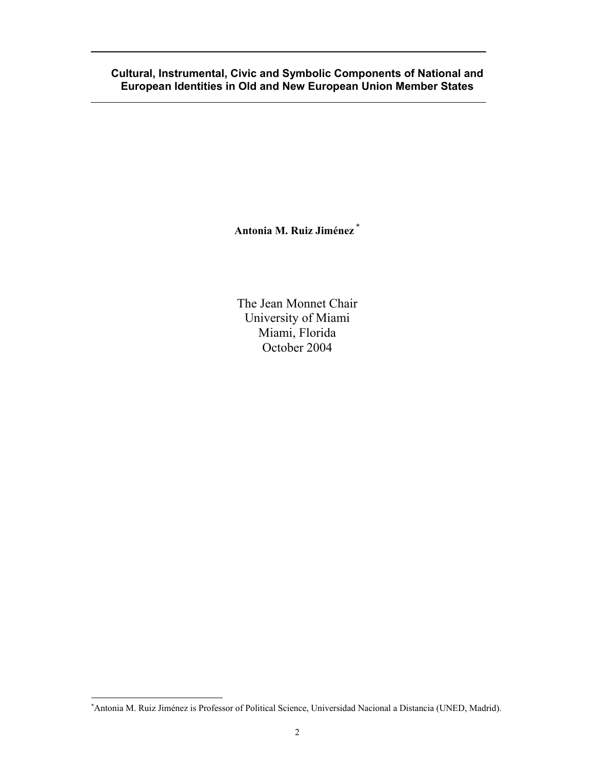# Cultural, Instrumental, Civic and Symbolic Components of National and European Identities in Old and New European Union Member States

**Antonia M. Ruiz Jiménez** [*]

The Jean Monnet Chair
University of Miami
Miami, Florida
October 2004

[*]Antonia M. Ruiz Jiménez is Professor of Political Science, Universidad Nacional a Distancia (UNED, Madrid).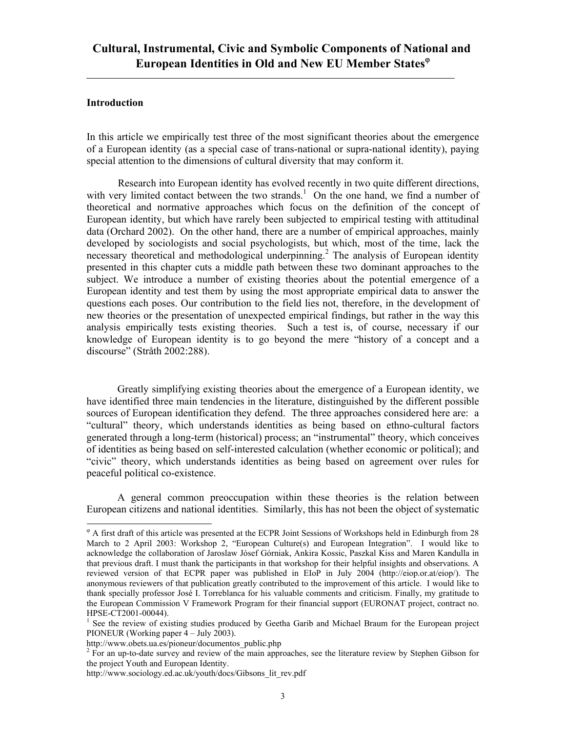# Cultural, Instrumental, Civic and Symbolic Components of National and European Identities in Old and New EU Member States[φ]

## Introduction

In this article we empirically test three of the most significant theories about the emergence of a European identity (as a special case of trans-national or supra-national identity), paying special attention to the dimensions of cultural diversity that may conform it.

Research into European identity has evolved recently in two quite different directions, with very limited contact between the two strands.[1] On the one hand, we find a number of theoretical and normative approaches which focus on the definition of the concept of European identity, but which have rarely been subjected to empirical testing with attitudinal data (Orchard 2002). On the other hand, there are a number of empirical approaches, mainly developed by sociologists and social psychologists, but which, most of the time, lack the necessary theoretical and methodological underpinning.[2] The analysis of European identity presented in this chapter cuts a middle path between these two dominant approaches to the subject. We introduce a number of existing theories about the potential emergence of a European identity and test them by using the most appropriate empirical data to answer the questions each poses. Our contribution to the field lies not, therefore, in the development of new theories or the presentation of unexpected empirical findings, but rather in the way this analysis empirically tests existing theories. Such a test is, of course, necessary if our knowledge of European identity is to go beyond the mere "history of a concept and a discourse" (Stråth 2002:288).

Greatly simplifying existing theories about the emergence of a European identity, we have identified three main tendencies in the literature, distinguished by the different possible sources of European identification they defend. The three approaches considered here are: a "cultural" theory, which understands identities as being based on ethno-cultural factors generated through a long-term (historical) process; an "instrumental" theory, which conceives of identities as being based on self-interested calculation (whether economic or political); and "civic" theory, which understands identities as being based on agreement over rules for peaceful political co-existence.

A general common preoccupation within these theories is the relation between European citizens and national identities. Similarly, this has not been the object of systematic

---

[φ] A first draft of this article was presented at the ECPR Joint Sessions of Workshops held in Edinburgh from 28 March to 2 April 2003: Workshop 2, "European Culture(s) and European Integration". I would like to acknowledge the collaboration of Jaroslaw Jósef Górniak, Ankira Kossic, Paszkal Kiss and Maren Kandulla in that previous draft. I must thank the participants in that workshop for their helpful insights and observations. A reviewed version of that ECPR paper was published in EIoP in July 2004 (http://eiop.or.at/eiop/). The anonymous reviewers of that publication greatly contributed to the improvement of this article. I would like to thank specially professor José I. Torreblanca for his valuable comments and criticism. Finally, my gratitude to the European Commission V Framework Program for their financial support (EURONAT project, contract no. HPSE-CT2001-00044).

[1] See the review of existing studies produced by Geetha Garib and Michael Braum for the European project PIONEUR (Working paper 4 – July 2003).
http://www.obets.ua.es/pioneur/documentos_public.php

[2] For an up-to-date survey and review of the main approaches, see the literature review by Stephen Gibson for the project Youth and European Identity.
http://www.sociology.ed.ac.uk/youth/docs/Gibsons_lit_rev.pdf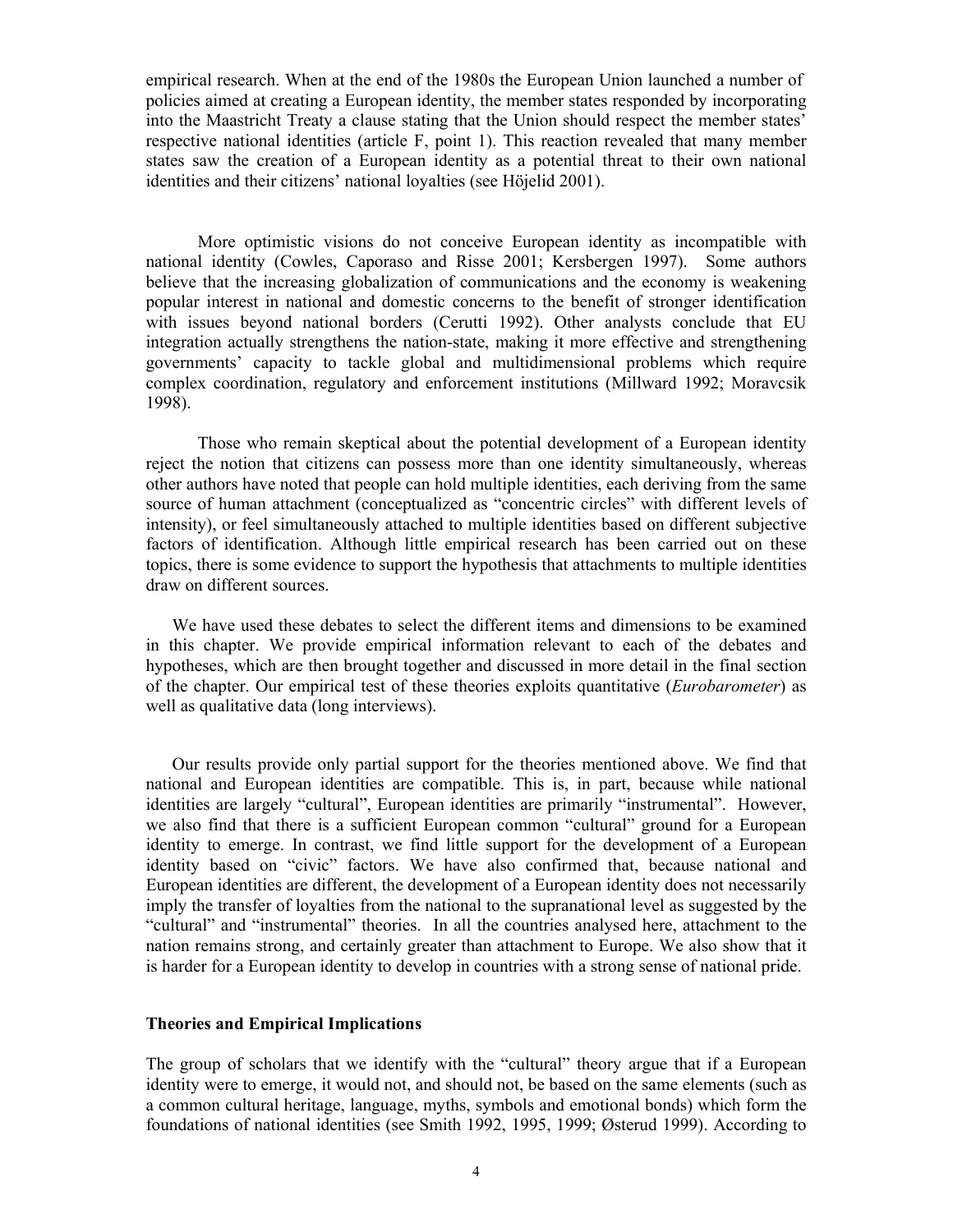empirical research. When at the end of the 1980s the European Union launched a number of policies aimed at creating a European identity, the member states responded by incorporating into the Maastricht Treaty a clause stating that the Union should respect the member states' respective national identities (article F, point 1). This reaction revealed that many member states saw the creation of a European identity as a potential threat to their own national identities and their citizens' national loyalties (see Höjelid 2001).

More optimistic visions do not conceive European identity as incompatible with national identity (Cowles, Caporaso and Risse 2001; Kersbergen 1997). Some authors believe that the increasing globalization of communications and the economy is weakening popular interest in national and domestic concerns to the benefit of stronger identification with issues beyond national borders (Cerutti 1992). Other analysts conclude that EU integration actually strengthens the nation-state, making it more effective and strengthening governments' capacity to tackle global and multidimensional problems which require complex coordination, regulatory and enforcement institutions (Millward 1992; Moravcsik 1998).

Those who remain skeptical about the potential development of a European identity reject the notion that citizens can possess more than one identity simultaneously, whereas other authors have noted that people can hold multiple identities, each deriving from the same source of human attachment (conceptualized as "concentric circles" with different levels of intensity), or feel simultaneously attached to multiple identities based on different subjective factors of identification. Although little empirical research has been carried out on these topics, there is some evidence to support the hypothesis that attachments to multiple identities draw on different sources.

We have used these debates to select the different items and dimensions to be examined in this chapter. We provide empirical information relevant to each of the debates and hypotheses, which are then brought together and discussed in more detail in the final section of the chapter. Our empirical test of these theories exploits quantitative (*Eurobarometer*) as well as qualitative data (long interviews).

Our results provide only partial support for the theories mentioned above. We find that national and European identities are compatible. This is, in part, because while national identities are largely "cultural", European identities are primarily "instrumental". However, we also find that there is a sufficient European common "cultural" ground for a European identity to emerge. In contrast, we find little support for the development of a European identity based on "civic" factors. We have also confirmed that, because national and European identities are different, the development of a European identity does not necessarily imply the transfer of loyalties from the national to the supranational level as suggested by the "cultural" and "instrumental" theories. In all the countries analysed here, attachment to the nation remains strong, and certainly greater than attachment to Europe. We also show that it is harder for a European identity to develop in countries with a strong sense of national pride.

**Theories and Empirical Implications**

The group of scholars that we identify with the "cultural" theory argue that if a European identity were to emerge, it would not, and should not, be based on the same elements (such as a common cultural heritage, language, myths, symbols and emotional bonds) which form the foundations of national identities (see Smith 1992, 1995, 1999; Østerud 1999). According to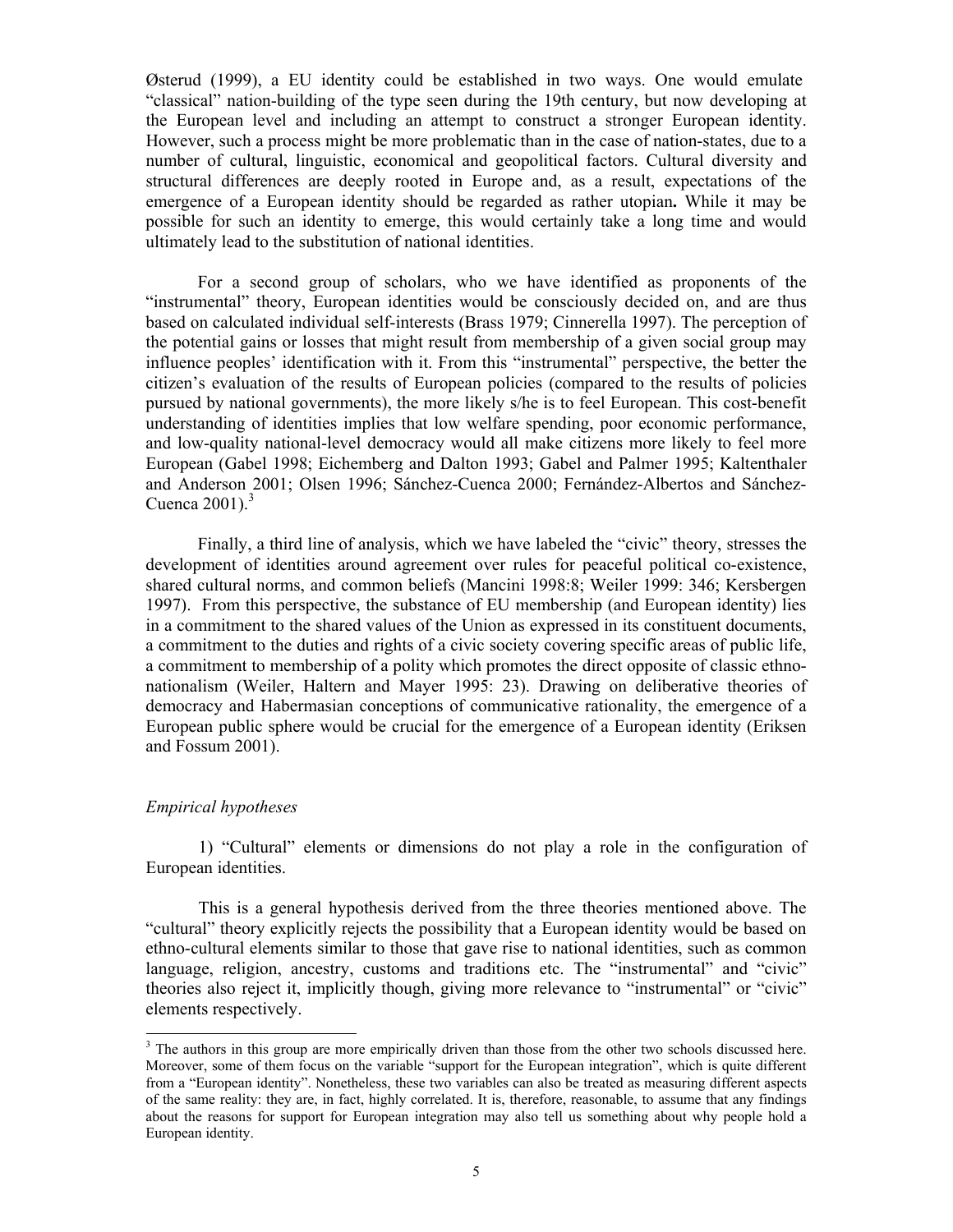Østerud (1999), a EU identity could be established in two ways. One would emulate "classical" nation-building of the type seen during the 19th century, but now developing at the European level and including an attempt to construct a stronger European identity. However, such a process might be more problematic than in the case of nation-states, due to a number of cultural, linguistic, economical and geopolitical factors. Cultural diversity and structural differences are deeply rooted in Europe and, as a result, expectations of the emergence of a European identity should be regarded as rather utopian**.** While it may be possible for such an identity to emerge, this would certainly take a long time and would ultimately lead to the substitution of national identities.

For a second group of scholars, who we have identified as proponents of the "instrumental" theory, European identities would be consciously decided on, and are thus based on calculated individual self-interests (Brass 1979; Cinnerella 1997). The perception of the potential gains or losses that might result from membership of a given social group may influence peoples' identification with it. From this "instrumental" perspective, the better the citizen's evaluation of the results of European policies (compared to the results of policies pursued by national governments), the more likely s/he is to feel European. This cost-benefit understanding of identities implies that low welfare spending, poor economic performance, and low-quality national-level democracy would all make citizens more likely to feel more European (Gabel 1998; Eichemberg and Dalton 1993; Gabel and Palmer 1995; Kaltenthaler and Anderson 2001; Olsen 1996; Sánchez-Cuenca 2000; Fernández-Albertos and Sánchez-Cuenca 2001).[3]

Finally, a third line of analysis, which we have labeled the "civic" theory, stresses the development of identities around agreement over rules for peaceful political co-existence, shared cultural norms, and common beliefs (Mancini 1998:8; Weiler 1999: 346; Kersbergen 1997). From this perspective, the substance of EU membership (and European identity) lies in a commitment to the shared values of the Union as expressed in its constituent documents, a commitment to the duties and rights of a civic society covering specific areas of public life, a commitment to membership of a polity which promotes the direct opposite of classic ethno-nationalism (Weiler, Haltern and Mayer 1995: 23). Drawing on deliberative theories of democracy and Habermasian conceptions of communicative rationality, the emergence of a European public sphere would be crucial for the emergence of a European identity (Eriksen and Fossum 2001).

### *Empirical hypotheses*

1) "Cultural" elements or dimensions do not play a role in the configuration of European identities.

This is a general hypothesis derived from the three theories mentioned above. The "cultural" theory explicitly rejects the possibility that a European identity would be based on ethno-cultural elements similar to those that gave rise to national identities, such as common language, religion, ancestry, customs and traditions etc. The "instrumental" and "civic" theories also reject it, implicitly though, giving more relevance to "instrumental" or "civic" elements respectively.

---

[3] The authors in this group are more empirically driven than those from the other two schools discussed here. Moreover, some of them focus on the variable "support for the European integration", which is quite different from a "European identity". Nonetheless, these two variables can also be treated as measuring different aspects of the same reality: they are, in fact, highly correlated. It is, therefore, reasonable, to assume that any findings about the reasons for support for European integration may also tell us something about why people hold a European identity.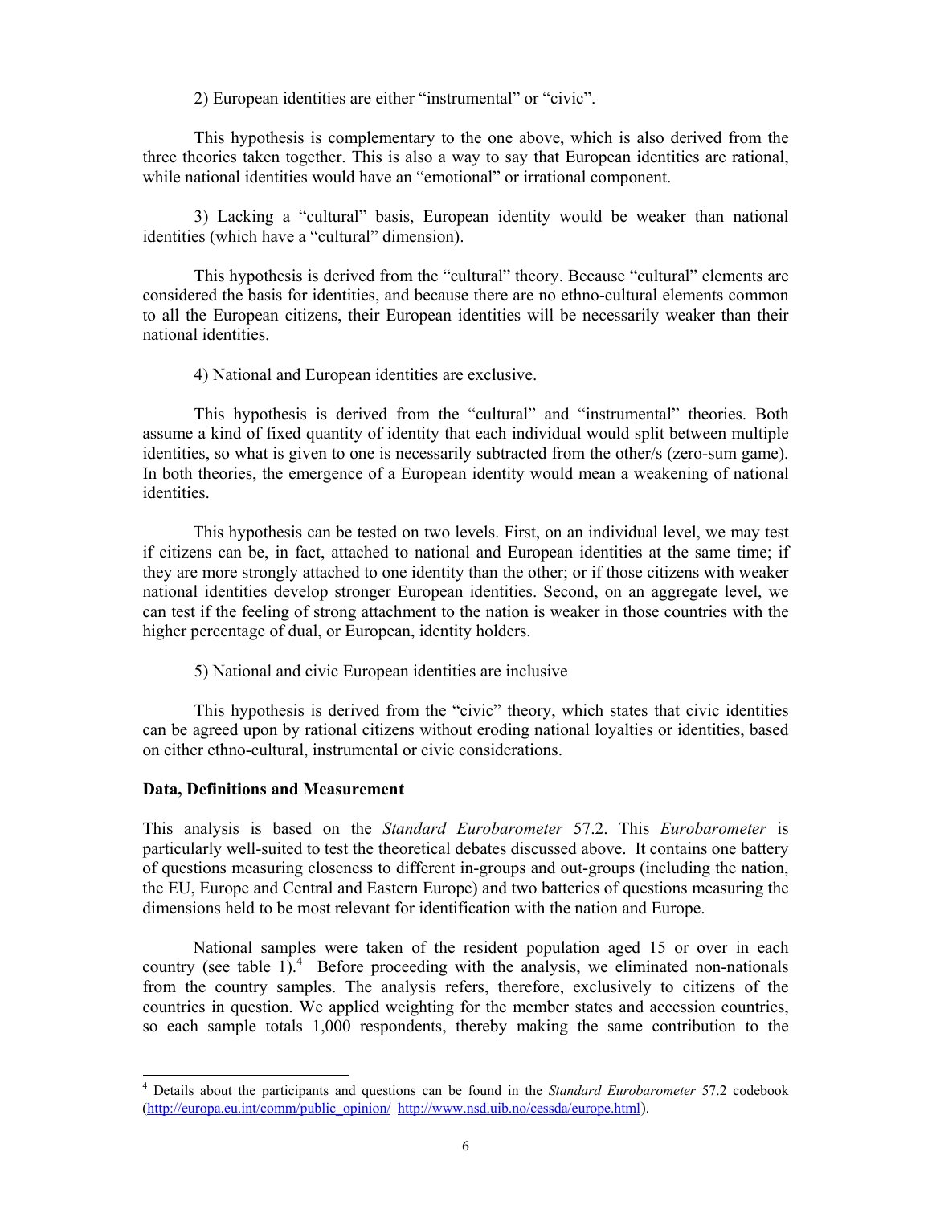2) European identities are either "instrumental" or "civic".

This hypothesis is complementary to the one above, which is also derived from the three theories taken together. This is also a way to say that European identities are rational, while national identities would have an "emotional" or irrational component.

3) Lacking a "cultural" basis, European identity would be weaker than national identities (which have a "cultural" dimension).

This hypothesis is derived from the "cultural" theory. Because "cultural" elements are considered the basis for identities, and because there are no ethno-cultural elements common to all the European citizens, their European identities will be necessarily weaker than their national identities.

4) National and European identities are exclusive.

This hypothesis is derived from the "cultural" and "instrumental" theories. Both assume a kind of fixed quantity of identity that each individual would split between multiple identities, so what is given to one is necessarily subtracted from the other/s (zero-sum game). In both theories, the emergence of a European identity would mean a weakening of national identities.

This hypothesis can be tested on two levels. First, on an individual level, we may test if citizens can be, in fact, attached to national and European identities at the same time; if they are more strongly attached to one identity than the other; or if those citizens with weaker national identities develop stronger European identities. Second, on an aggregate level, we can test if the feeling of strong attachment to the nation is weaker in those countries with the higher percentage of dual, or European, identity holders.

5) National and civic European identities are inclusive

This hypothesis is derived from the "civic" theory, which states that civic identities can be agreed upon by rational citizens without eroding national loyalties or identities, based on either ethno-cultural, instrumental or civic considerations.

**Data, Definitions and Measurement**

This analysis is based on the *Standard Eurobarometer* 57.2. This *Eurobarometer* is particularly well-suited to test the theoretical debates discussed above. It contains one battery of questions measuring closeness to different in-groups and out-groups (including the nation, the EU, Europe and Central and Eastern Europe) and two batteries of questions measuring the dimensions held to be most relevant for identification with the nation and Europe.

National samples were taken of the resident population aged 15 or over in each country (see table 1).[4] Before proceeding with the analysis, we eliminated non-nationals from the country samples. The analysis refers, therefore, exclusively to citizens of the countries in question. We applied weighting for the member states and accession countries, so each sample totals 1,000 respondents, thereby making the same contribution to the

---

[4] Details about the participants and questions can be found in the *Standard Eurobarometer* 57.2 codebook (http://europa.eu.int/comm/public_opinion/ http://www.nsd.uib.no/cessda/europe.html).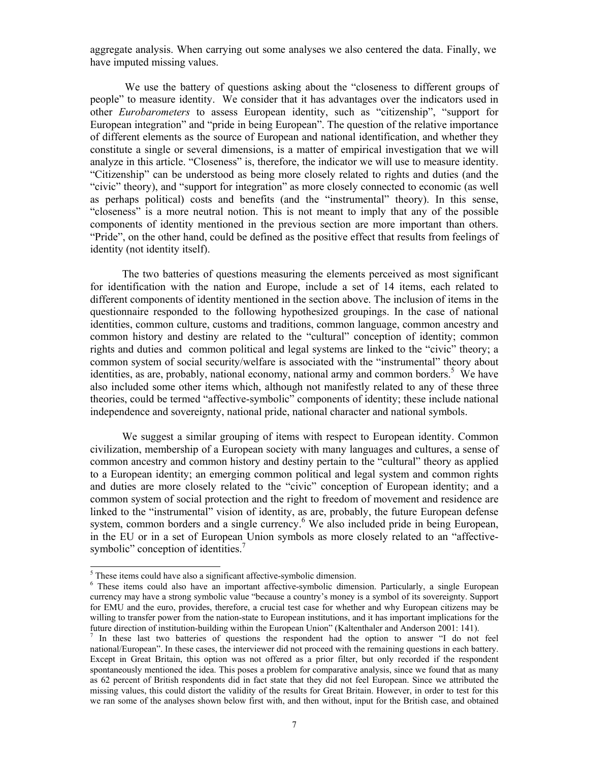aggregate analysis. When carrying out some analyses we also centered the data. Finally, we have imputed missing values.

We use the battery of questions asking about the "closeness to different groups of people" to measure identity. We consider that it has advantages over the indicators used in other *Eurobarometers* to assess European identity, such as "citizenship", "support for European integration" and "pride in being European". The question of the relative importance of different elements as the source of European and national identification, and whether they constitute a single or several dimensions, is a matter of empirical investigation that we will analyze in this article. "Closeness" is, therefore, the indicator we will use to measure identity. "Citizenship" can be understood as being more closely related to rights and duties (and the "civic" theory), and "support for integration" as more closely connected to economic (as well as perhaps political) costs and benefits (and the "instrumental" theory). In this sense, "closeness" is a more neutral notion. This is not meant to imply that any of the possible components of identity mentioned in the previous section are more important than others. "Pride", on the other hand, could be defined as the positive effect that results from feelings of identity (not identity itself).

The two batteries of questions measuring the elements perceived as most significant for identification with the nation and Europe, include a set of 14 items, each related to different components of identity mentioned in the section above. The inclusion of items in the questionnaire responded to the following hypothesized groupings. In the case of national identities, common culture, customs and traditions, common language, common ancestry and common history and destiny are related to the "cultural" conception of identity; common rights and duties and common political and legal systems are linked to the "civic" theory; a common system of social security/welfare is associated with the "instrumental" theory about identities, as are, probably, national economy, national army and common borders.[5] We have also included some other items which, although not manifestly related to any of these three theories, could be termed "affective-symbolic" components of identity; these include national independence and sovereignty, national pride, national character and national symbols.

We suggest a similar grouping of items with respect to European identity. Common civilization, membership of a European society with many languages and cultures, a sense of common ancestry and common history and destiny pertain to the "cultural" theory as applied to a European identity; an emerging common political and legal system and common rights and duties are more closely related to the "civic" conception of European identity; and a common system of social protection and the right to freedom of movement and residence are linked to the "instrumental" vision of identity, as are, probably, the future European defense system, common borders and a single currency.[6] We also included pride in being European, in the EU or in a set of European Union symbols as more closely related to an "affective-symbolic" conception of identities.[7]

---

[5] These items could have also a significant affective-symbolic dimension.

[6] These items could also have an important affective-symbolic dimension. Particularly, a single European currency may have a strong symbolic value "because a country's money is a symbol of its sovereignty. Support for EMU and the euro, provides, therefore, a crucial test case for whether and why European citizens may be willing to transfer power from the nation-state to European institutions, and it has important implications for the future direction of institution-building within the European Union" (Kaltenthaler and Anderson 2001: 141).

[7] In these last two batteries of questions the respondent had the option to answer "I do not feel national/European". In these cases, the interviewer did not proceed with the remaining questions in each battery. Except in Great Britain, this option was not offered as a prior filter, but only recorded if the respondent spontaneously mentioned the idea. This poses a problem for comparative analysis, since we found that as many as 62 percent of British respondents did in fact state that they did not feel European. Since we attributed the missing values, this could distort the validity of the results for Great Britain. However, in order to test for this we ran some of the analyses shown below first with, and then without, input for the British case, and obtained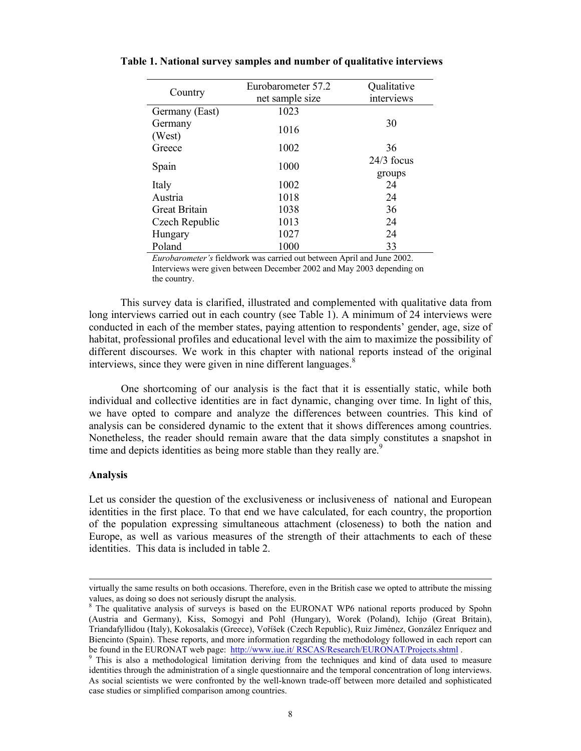**Table 1. National survey samples and number of qualitative interviews**

| Country | Eurobarometer 57.2 net sample size | Qualitative interviews |
|---|---|---|
| Germany (East) | 1023 | 30 |
| Germany (West) | 1016 | |
| Greece | 1002 | 36 |
| Spain | 1000 | 24/3 focus groups |
| Italy | 1002 | 24 |
| Austria | 1018 | 24 |
| Great Britain | 1038 | 36 |
| Czech Republic | 1013 | 24 |
| Hungary | 1027 | 24 |
| Poland | 1000 | 33 |

*Eurobarometer's* fieldwork was carried out between April and June 2002. Interviews were given between December 2002 and May 2003 depending on the country.

This survey data is clarified, illustrated and complemented with qualitative data from long interviews carried out in each country (see Table 1). A minimum of 24 interviews were conducted in each of the member states, paying attention to respondents' gender, age, size of habitat, professional profiles and educational level with the aim to maximize the possibility of different discourses. We work in this chapter with national reports instead of the original interviews, since they were given in nine different languages.[8]

One shortcoming of our analysis is the fact that it is essentially static, while both individual and collective identities are in fact dynamic, changing over time. In light of this, we have opted to compare and analyze the differences between countries. This kind of analysis can be considered dynamic to the extent that it shows differences among countries. Nonetheless, the reader should remain aware that the data simply constitutes a snapshot in time and depicts identities as being more stable than they really are.[9]

### Analysis

Let us consider the question of the exclusiveness or inclusiveness of national and European identities in the first place. To that end we have calculated, for each country, the proportion of the population expressing simultaneous attachment (closeness) to both the nation and Europe, as well as various measures of the strength of their attachments to each of these identities. This data is included in table 2.

---

virtually the same results on both occasions. Therefore, even in the British case we opted to attribute the missing values, as doing so does not seriously disrupt the analysis.

[8] The qualitative analysis of surveys is based on the EURONAT WP6 national reports produced by Spohn (Austria and Germany), Kiss, Somogyi and Pohl (Hungary), Worek (Poland), Ichijo (Great Britain), Triandafyllidou (Italy), Kokosalakis (Greece), Voříšek (Czech Republic), Ruiz Jiménez, González Enríquez and Biencinto (Spain). These reports, and more information regarding the methodology followed in each report can be found in the EURONAT web page: http://www.iue.it/ RSCAS/Research/EURONAT/Projects.shtml .

[9] This is also a methodological limitation deriving from the techniques and kind of data used to measure identities through the administration of a single questionnaire and the temporal concentration of long interviews. As social scientists we were confronted by the well-known trade-off between more detailed and sophisticated case studies or simplified comparison among countries.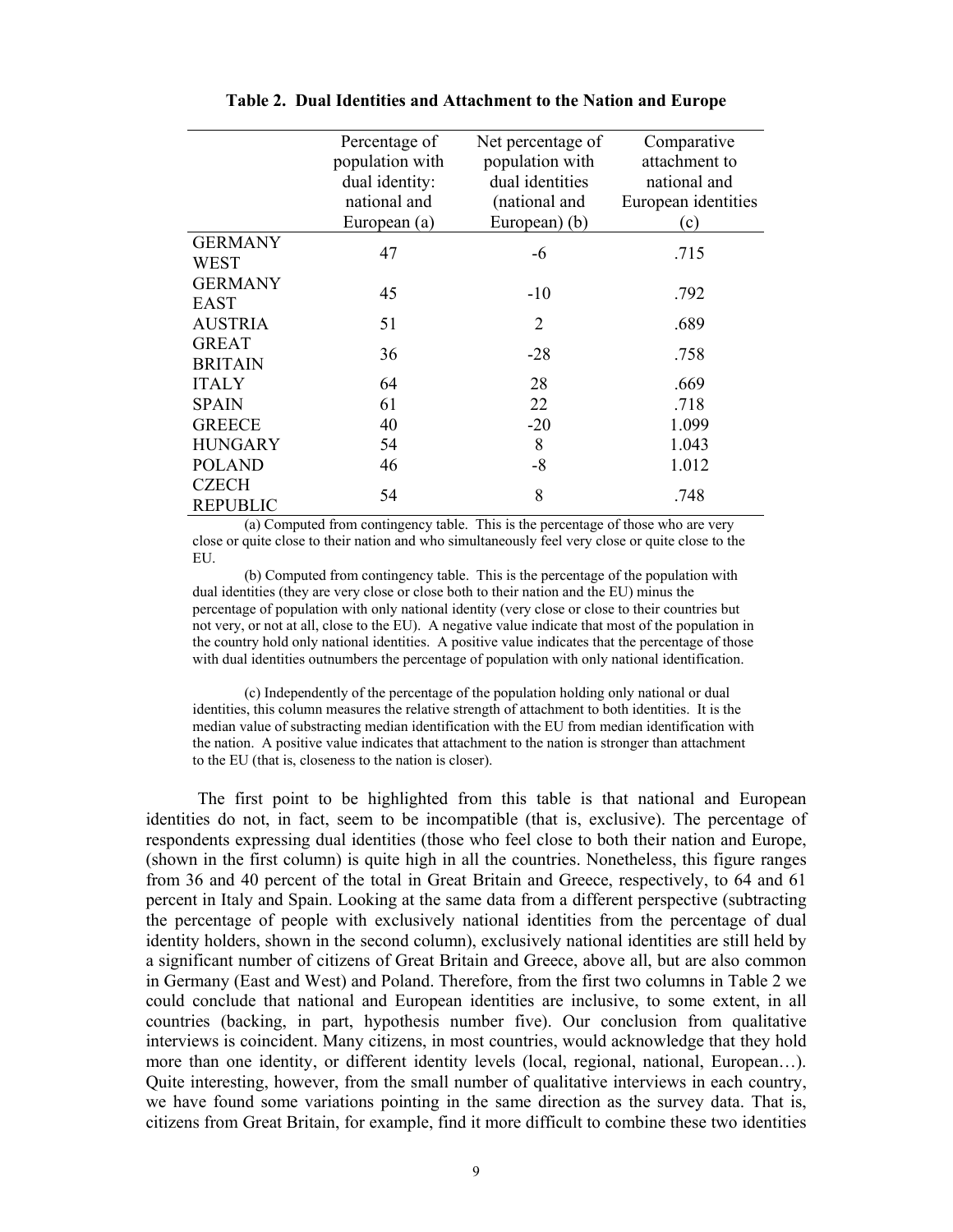**Table 2. Dual Identities and Attachment to the Nation and Europe**

| | Percentage of population with dual identity: national and European (a) | Net percentage of population with dual identities (national and European) (b) | Comparative attachment to national and European identities (c) |
|---|---|---|---|
| GERMANY WEST | 47 | -6 | .715 |
| GERMANY EAST | 45 | -10 | .792 |
| AUSTRIA | 51 | 2 | .689 |
| GREAT BRITAIN | 36 | -28 | .758 |
| ITALY | 64 | 28 | .669 |
| SPAIN | 61 | 22 | .718 |
| GREECE | 40 | -20 | 1.099 |
| HUNGARY | 54 | 8 | 1.043 |
| POLAND | 46 | -8 | 1.012 |
| CZECH REPUBLIC | 54 | 8 | .748 |

(a) Computed from contingency table. This is the percentage of those who are very close or quite close to their nation and who simultaneously feel very close or quite close to the EU.

(b) Computed from contingency table. This is the percentage of the population with dual identities (they are very close or close both to their nation and the EU) minus the percentage of population with only national identity (very close or close to their countries but not very, or not at all, close to the EU). A negative value indicate that most of the population in the country hold only national identities. A positive value indicates that the percentage of those with dual identities outnumbers the percentage of population with only national identification.

(c) Independently of the percentage of the population holding only national or dual identities, this column measures the relative strength of attachment to both identities. It is the median value of substracting median identification with the EU from median identification with the nation. A positive value indicates that attachment to the nation is stronger than attachment to the EU (that is, closeness to the nation is closer).

The first point to be highlighted from this table is that national and European identities do not, in fact, seem to be incompatible (that is, exclusive). The percentage of respondents expressing dual identities (those who feel close to both their nation and Europe, (shown in the first column) is quite high in all the countries. Nonetheless, this figure ranges from 36 and 40 percent of the total in Great Britain and Greece, respectively, to 64 and 61 percent in Italy and Spain. Looking at the same data from a different perspective (subtracting the percentage of people with exclusively national identities from the percentage of dual identity holders, shown in the second column), exclusively national identities are still held by a significant number of citizens of Great Britain and Greece, above all, but are also common in Germany (East and West) and Poland. Therefore, from the first two columns in Table 2 we could conclude that national and European identities are inclusive, to some extent, in all countries (backing, in part, hypothesis number five). Our conclusion from qualitative interviews is coincident. Many citizens, in most countries, would acknowledge that they hold more than one identity, or different identity levels (local, regional, national, European…). Quite interesting, however, from the small number of qualitative interviews in each country, we have found some variations pointing in the same direction as the survey data. That is, citizens from Great Britain, for example, find it more difficult to combine these two identities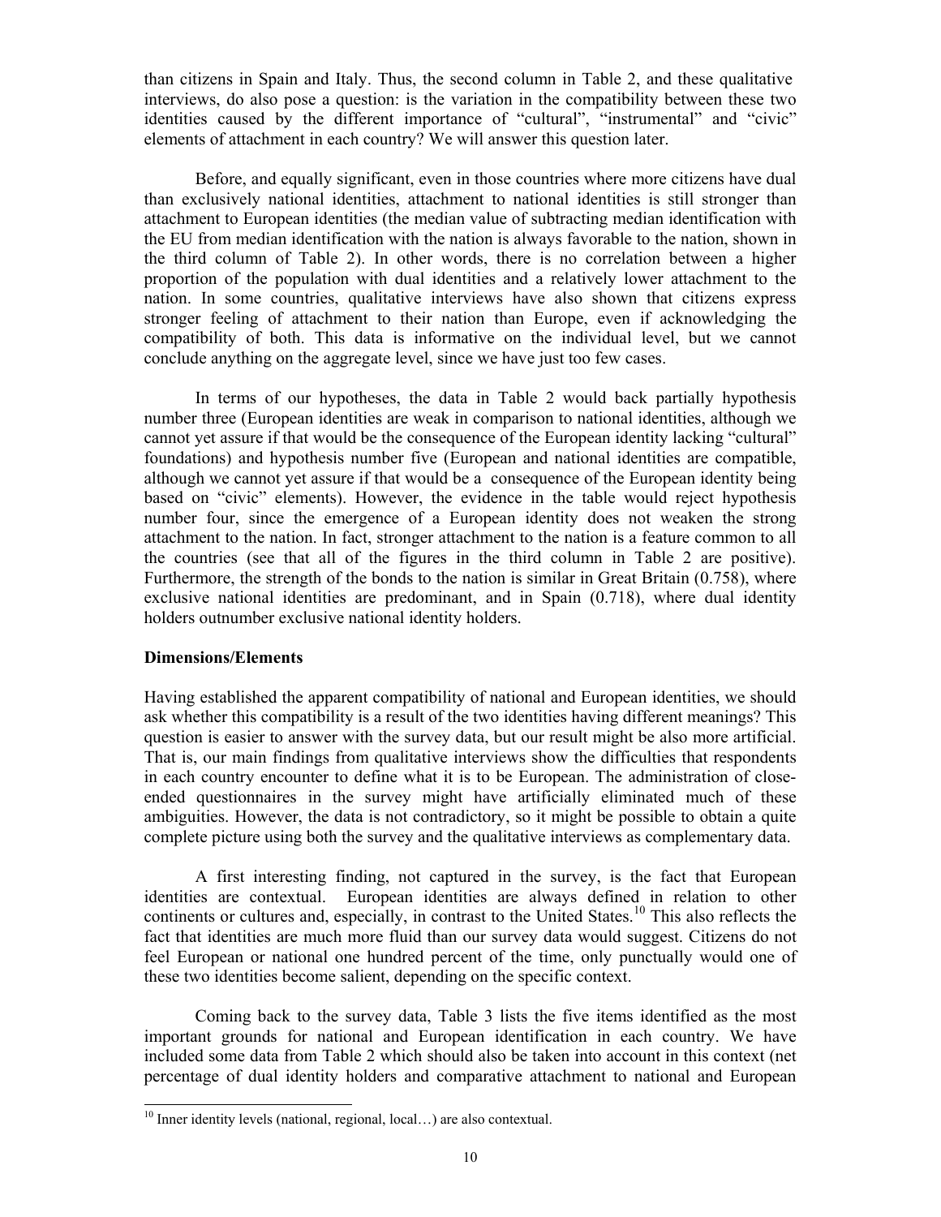than citizens in Spain and Italy. Thus, the second column in Table 2, and these qualitative interviews, do also pose a question: is the variation in the compatibility between these two identities caused by the different importance of "cultural", "instrumental" and "civic" elements of attachment in each country? We will answer this question later.

Before, and equally significant, even in those countries where more citizens have dual than exclusively national identities, attachment to national identities is still stronger than attachment to European identities (the median value of subtracting median identification with the EU from median identification with the nation is always favorable to the nation, shown in the third column of Table 2). In other words, there is no correlation between a higher proportion of the population with dual identities and a relatively lower attachment to the nation. In some countries, qualitative interviews have also shown that citizens express stronger feeling of attachment to their nation than Europe, even if acknowledging the compatibility of both. This data is informative on the individual level, but we cannot conclude anything on the aggregate level, since we have just too few cases.

In terms of our hypotheses, the data in Table 2 would back partially hypothesis number three (European identities are weak in comparison to national identities, although we cannot yet assure if that would be the consequence of the European identity lacking "cultural" foundations) and hypothesis number five (European and national identities are compatible, although we cannot yet assure if that would be a consequence of the European identity being based on "civic" elements). However, the evidence in the table would reject hypothesis number four, since the emergence of a European identity does not weaken the strong attachment to the nation. In fact, stronger attachment to the nation is a feature common to all the countries (see that all of the figures in the third column in Table 2 are positive). Furthermore, the strength of the bonds to the nation is similar in Great Britain (0.758), where exclusive national identities are predominant, and in Spain (0.718), where dual identity holders outnumber exclusive national identity holders.

**Dimensions/Elements**

Having established the apparent compatibility of national and European identities, we should ask whether this compatibility is a result of the two identities having different meanings? This question is easier to answer with the survey data, but our result might be also more artificial. That is, our main findings from qualitative interviews show the difficulties that respondents in each country encounter to define what it is to be European. The administration of close-ended questionnaires in the survey might have artificially eliminated much of these ambiguities. However, the data is not contradictory, so it might be possible to obtain a quite complete picture using both the survey and the qualitative interviews as complementary data.

A first interesting finding, not captured in the survey, is the fact that European identities are contextual. European identities are always defined in relation to other continents or cultures and, especially, in contrast to the United States.[10] This also reflects the fact that identities are much more fluid than our survey data would suggest. Citizens do not feel European or national one hundred percent of the time, only punctually would one of these two identities become salient, depending on the specific context.

Coming back to the survey data, Table 3 lists the five items identified as the most important grounds for national and European identification in each country. We have included some data from Table 2 which should also be taken into account in this context (net percentage of dual identity holders and comparative attachment to national and European

[10] Inner identity levels (national, regional, local…) are also contextual.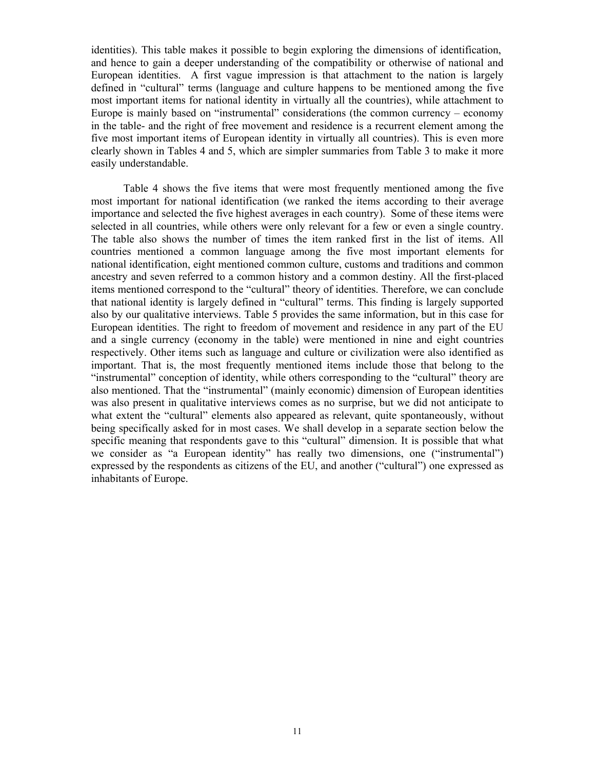identities). This table makes it possible to begin exploring the dimensions of identification, and hence to gain a deeper understanding of the compatibility or otherwise of national and European identities. A first vague impression is that attachment to the nation is largely defined in "cultural" terms (language and culture happens to be mentioned among the five most important items for national identity in virtually all the countries), while attachment to Europe is mainly based on "instrumental" considerations (the common currency – economy in the table- and the right of free movement and residence is a recurrent element among the five most important items of European identity in virtually all countries). This is even more clearly shown in Tables 4 and 5, which are simpler summaries from Table 3 to make it more easily understandable.

Table 4 shows the five items that were most frequently mentioned among the five most important for national identification (we ranked the items according to their average importance and selected the five highest averages in each country). Some of these items were selected in all countries, while others were only relevant for a few or even a single country. The table also shows the number of times the item ranked first in the list of items. All countries mentioned a common language among the five most important elements for national identification, eight mentioned common culture, customs and traditions and common ancestry and seven referred to a common history and a common destiny. All the first-placed items mentioned correspond to the "cultural" theory of identities. Therefore, we can conclude that national identity is largely defined in "cultural" terms. This finding is largely supported also by our qualitative interviews. Table 5 provides the same information, but in this case for European identities. The right to freedom of movement and residence in any part of the EU and a single currency (economy in the table) were mentioned in nine and eight countries respectively. Other items such as language and culture or civilization were also identified as important. That is, the most frequently mentioned items include those that belong to the "instrumental" conception of identity, while others corresponding to the "cultural" theory are also mentioned. That the "instrumental" (mainly economic) dimension of European identities was also present in qualitative interviews comes as no surprise, but we did not anticipate to what extent the "cultural" elements also appeared as relevant, quite spontaneously, without being specifically asked for in most cases. We shall develop in a separate section below the specific meaning that respondents gave to this "cultural" dimension. It is possible that what we consider as "a European identity" has really two dimensions, one ("instrumental") expressed by the respondents as citizens of the EU, and another ("cultural") one expressed as inhabitants of Europe.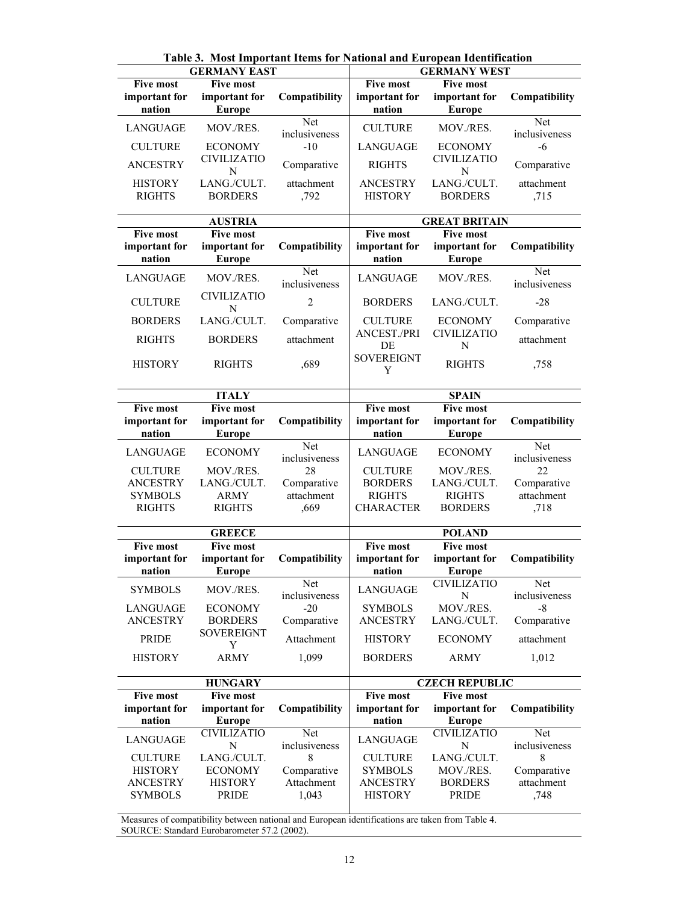**Table 3. Most Important Items for National and European Identification**

| GERMANY EAST | | | GERMANY WEST | | |
|---|---|---|---|---|---|
| Five most important for nation | Five most important for Europe | Compatibility | Five most important for nation | Five most important for Europe | Compatibility |
| LANGUAGE | MOV./RES. | Net inclusiveness | CULTURE | MOV./RES. | Net inclusiveness |
| CULTURE | ECONOMY | -10 | LANGUAGE | ECONOMY | -6 |
| ANCESTRY | CIVILIZATION | Comparative | RIGHTS | CIVILIZATION | Comparative |
| HISTORY | LANG./CULT. | attachment | ANCESTRY | LANG./CULT. | attachment |
| RIGHTS | BORDERS | ,792 | HISTORY | BORDERS | ,715 |

| AUSTRIA | | | GREAT BRITAIN | | |
|---|---|---|---|---|---|
| Five most important for nation | Five most important for Europe | Compatibility | Five most important for nation | Five most important for Europe | Compatibility |
| LANGUAGE | MOV./RES. | Net inclusiveness | LANGUAGE | MOV./RES. | Net inclusiveness |
| CULTURE | CIVILIZATION | 2 | BORDERS | LANG./CULT. | -28 |
| BORDERS | LANG./CULT. | Comparative | CULTURE | ECONOMY | Comparative |
| RIGHTS | BORDERS | attachment | ANCEST./PRIDE | CIVILIZATION | attachment |
| HISTORY | RIGHTS | ,689 | SOVEREIGNTY | RIGHTS | ,758 |

| ITALY | | | SPAIN | | |
|---|---|---|---|---|---|
| Five most important for nation | Five most important for Europe | Compatibility | Five most important for nation | Five most important for Europe | Compatibility |
| LANGUAGE | ECONOMY | Net inclusiveness | LANGUAGE | ECONOMY | Net inclusiveness |
| CULTURE | MOV./RES. | 28 | CULTURE | MOV./RES. | 22 |
| ANCESTRY | LANG./CULT. | Comparative | BORDERS | LANG./CULT. | Comparative |
| SYMBOLS | ARMY | attachment | RIGHTS | RIGHTS | attachment |
| RIGHTS | RIGHTS | ,669 | CHARACTER | BORDERS | ,718 |

| GREECE | | | POLAND | | |
|---|---|---|---|---|---|
| Five most important for nation | Five most important for Europe | Compatibility | Five most important for nation | Five most important for Europe | Compatibility |
| SYMBOLS | MOV./RES. | Net inclusiveness | LANGUAGE | CIVILIZATION | Net inclusiveness |
| LANGUAGE | ECONOMY | -20 | SYMBOLS | MOV./RES. | -8 |
| ANCESTRY | BORDERS | Comparative | ANCESTRY | LANG./CULT. | Comparative |
| PRIDE | SOVEREIGNTY | Attachment | HISTORY | ECONOMY | attachment |
| HISTORY | ARMY | 1,099 | BORDERS | ARMY | 1,012 |

| HUNGARY | | | CZECH REPUBLIC | | |
|---|---|---|---|---|---|
| Five most important for nation | Five most important for Europe | Compatibility | Five most important for nation | Five most important for Europe | Compatibility |
| LANGUAGE | CIVILIZATION | Net inclusiveness | LANGUAGE | CIVILIZATION | Net inclusiveness |
| CULTURE | LANG./CULT. | 8 | CULTURE | LANG./CULT. | 8 |
| HISTORY | ECONOMY | Comparative | SYMBOLS | MOV./RES. | Comparative |
| ANCESTRY | HISTORY | Attachment | ANCESTRY | BORDERS | attachment |
| SYMBOLS | PRIDE | 1,043 | HISTORY | PRIDE | ,748 |

Measures of compatibility between national and European identifications are taken from Table 4.
SOURCE: Standard Eurobarometer 57.2 (2002).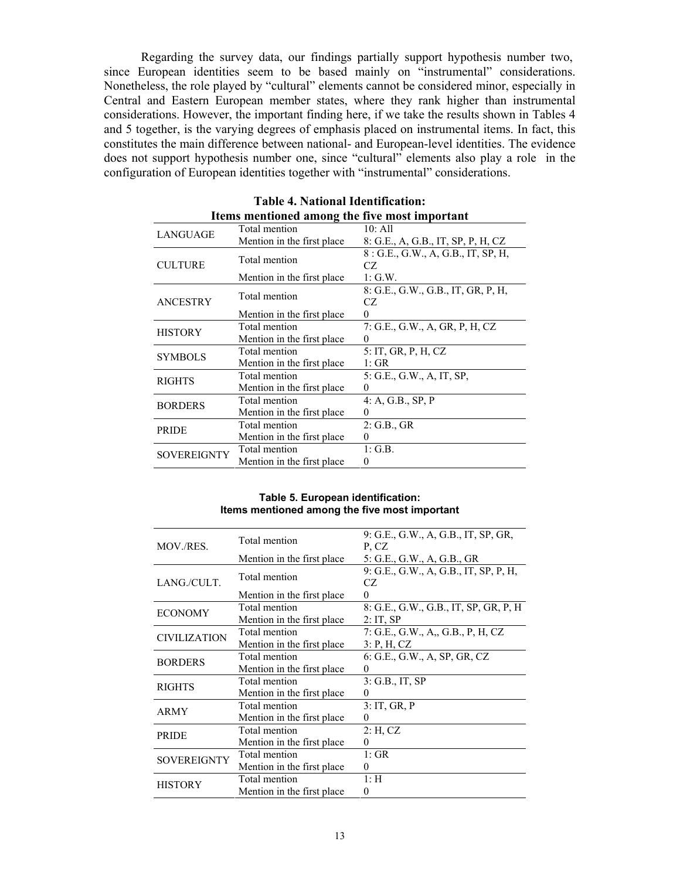Regarding the survey data, our findings partially support hypothesis number two, since European identities seem to be based mainly on "instrumental" considerations. Nonetheless, the role played by "cultural" elements cannot be considered minor, especially in Central and Eastern European member states, where they rank higher than instrumental considerations. However, the important finding here, if we take the results shown in Tables 4 and 5 together, is the varying degrees of emphasis placed on instrumental items. In fact, this constitutes the main difference between national- and European-level identities. The evidence does not support hypothesis number one, since "cultural" elements also play a role in the configuration of European identities together with "instrumental" considerations.

**Table 4. National Identification: Items mentioned among the five most important**

| | | |
|---|---|---|
| LANGUAGE | Total mention | 10: All |
| | Mention in the first place | 8: G.E., A, G.B., IT, SP, P, H, CZ |
| CULTURE | Total mention | 8 : G.E., G.W., A, G.B., IT, SP, H, CZ |
| | Mention in the first place | 1: G.W. |
| ANCESTRY | Total mention | 8: G.E., G.W., G.B., IT, GR, P, H, CZ |
| | Mention in the first place | 0 |
| HISTORY | Total mention | 7: G.E., G.W., A, GR, P, H, CZ |
| | Mention in the first place | 0 |
| SYMBOLS | Total mention | 5: IT, GR, P, H, CZ |
| | Mention in the first place | 1: GR |
| RIGHTS | Total mention | 5: G.E., G.W., A, IT, SP, |
| | Mention in the first place | 0 |
| BORDERS | Total mention | 4: A, G.B., SP, P |
| | Mention in the first place | 0 |
| PRIDE | Total mention | 2: G.B., GR |
| | Mention in the first place | 0 |
| SOVEREIGNTY | Total mention | 1: G.B. |
| | Mention in the first place | 0 |

**Table 5. European identification: Items mentioned among the five most important**

| | | |
|---|---|---|
| MOV./RES. | Total mention | 9: G.E., G.W., A, G.B., IT, SP, GR, P, CZ |
| | Mention in the first place | 5: G.E., G.W., A, G.B., GR |
| LANG./CULT. | Total mention | 9: G.E., G.W., A, G.B., IT, SP, P, H, CZ |
| | Mention in the first place | 0 |
| ECONOMY | Total mention | 8: G.E., G.W., G.B., IT, SP, GR, P, H |
| | Mention in the first place | 2: IT, SP |
| CIVILIZATION | Total mention | 7: G.E., G.W., A,, G.B., P, H, CZ |
| | Mention in the first place | 3: P, H, CZ |
| BORDERS | Total mention | 6: G.E., G.W., A, SP, GR, CZ |
| | Mention in the first place | 0 |
| RIGHTS | Total mention | 3: G.B., IT, SP |
| | Mention in the first place | 0 |
| ARMY | Total mention | 3: IT, GR, P |
| | Mention in the first place | 0 |
| PRIDE | Total mention | 2: H, CZ |
| | Mention in the first place | 0 |
| SOVEREIGNTY | Total mention | 1: GR |
| | Mention in the first place | 0 |
| HISTORY | Total mention | 1: H |
| | Mention in the first place | 0 |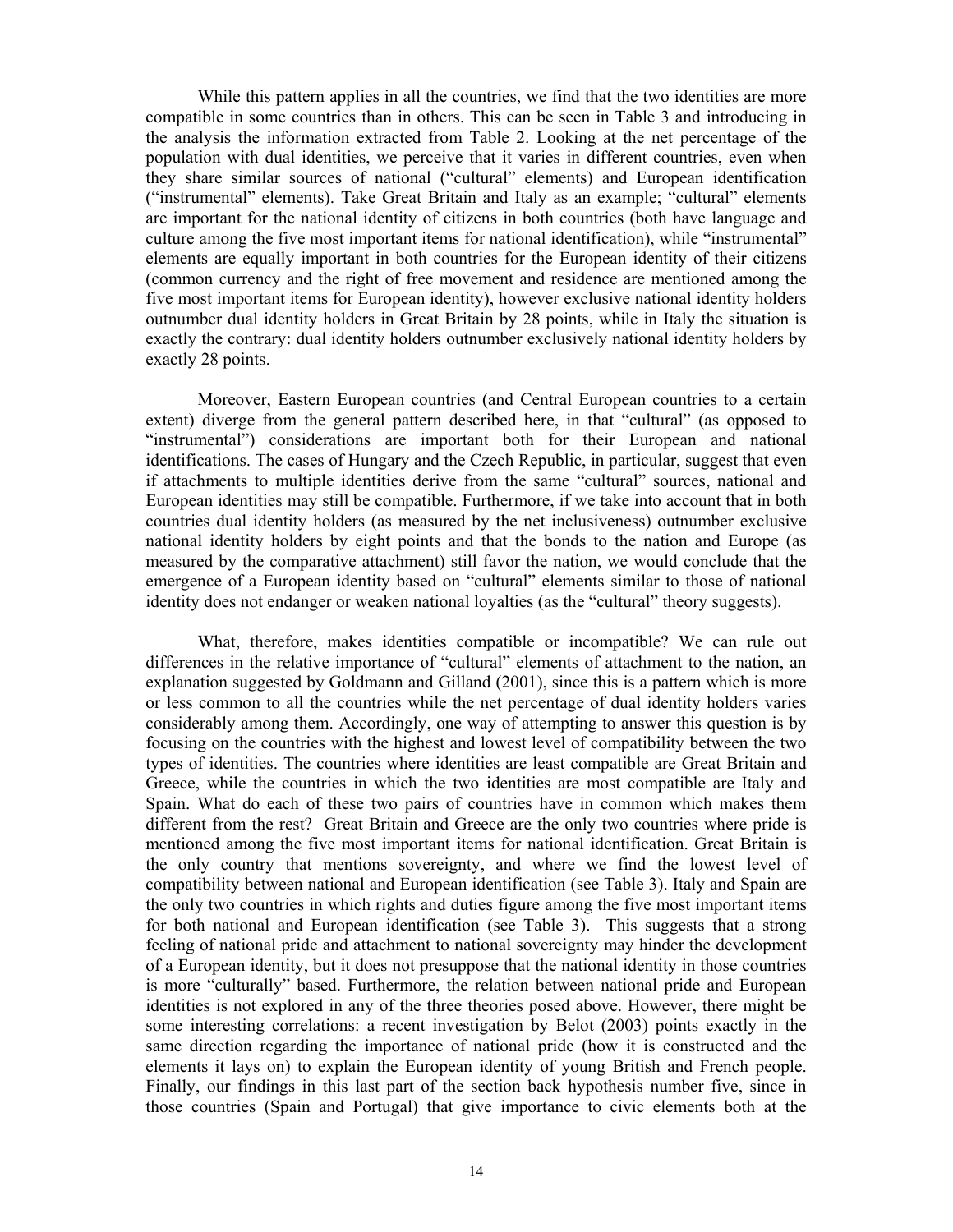While this pattern applies in all the countries, we find that the two identities are more compatible in some countries than in others. This can be seen in Table 3 and introducing in the analysis the information extracted from Table 2. Looking at the net percentage of the population with dual identities, we perceive that it varies in different countries, even when they share similar sources of national ("cultural" elements) and European identification ("instrumental" elements). Take Great Britain and Italy as an example; "cultural" elements are important for the national identity of citizens in both countries (both have language and culture among the five most important items for national identification), while "instrumental" elements are equally important in both countries for the European identity of their citizens (common currency and the right of free movement and residence are mentioned among the five most important items for European identity), however exclusive national identity holders outnumber dual identity holders in Great Britain by 28 points, while in Italy the situation is exactly the contrary: dual identity holders outnumber exclusively national identity holders by exactly 28 points.

Moreover, Eastern European countries (and Central European countries to a certain extent) diverge from the general pattern described here, in that "cultural" (as opposed to "instrumental") considerations are important both for their European and national identifications. The cases of Hungary and the Czech Republic, in particular, suggest that even if attachments to multiple identities derive from the same "cultural" sources, national and European identities may still be compatible. Furthermore, if we take into account that in both countries dual identity holders (as measured by the net inclusiveness) outnumber exclusive national identity holders by eight points and that the bonds to the nation and Europe (as measured by the comparative attachment) still favor the nation, we would conclude that the emergence of a European identity based on "cultural" elements similar to those of national identity does not endanger or weaken national loyalties (as the "cultural" theory suggests).

What, therefore, makes identities compatible or incompatible? We can rule out differences in the relative importance of "cultural" elements of attachment to the nation, an explanation suggested by Goldmann and Gilland (2001), since this is a pattern which is more or less common to all the countries while the net percentage of dual identity holders varies considerably among them. Accordingly, one way of attempting to answer this question is by focusing on the countries with the highest and lowest level of compatibility between the two types of identities. The countries where identities are least compatible are Great Britain and Greece, while the countries in which the two identities are most compatible are Italy and Spain. What do each of these two pairs of countries have in common which makes them different from the rest? Great Britain and Greece are the only two countries where pride is mentioned among the five most important items for national identification. Great Britain is the only country that mentions sovereignty, and where we find the lowest level of compatibility between national and European identification (see Table 3). Italy and Spain are the only two countries in which rights and duties figure among the five most important items for both national and European identification (see Table 3). This suggests that a strong feeling of national pride and attachment to national sovereignty may hinder the development of a European identity, but it does not presuppose that the national identity in those countries is more "culturally" based. Furthermore, the relation between national pride and European identities is not explored in any of the three theories posed above. However, there might be some interesting correlations: a recent investigation by Belot (2003) points exactly in the same direction regarding the importance of national pride (how it is constructed and the elements it lays on) to explain the European identity of young British and French people. Finally, our findings in this last part of the section back hypothesis number five, since in those countries (Spain and Portugal) that give importance to civic elements both at the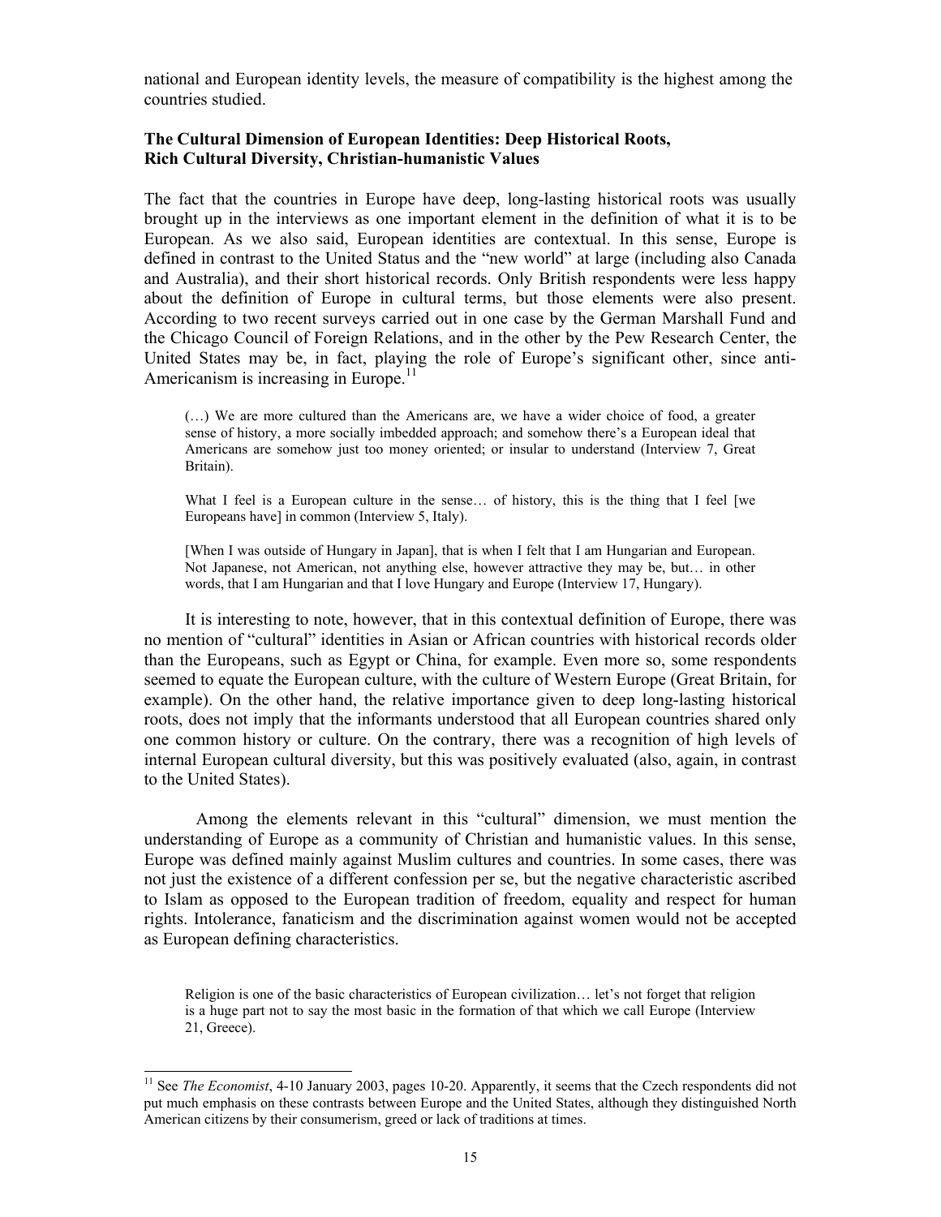national and European identity levels, the measure of compatibility is the highest among the countries studied.

**The Cultural Dimension of European Identities: Deep Historical Roots, Rich Cultural Diversity, Christian-humanistic Values**

The fact that the countries in Europe have deep, long-lasting historical roots was usually brought up in the interviews as one important element in the definition of what it is to be European. As we also said, European identities are contextual. In this sense, Europe is defined in contrast to the United Status and the "new world" at large (including also Canada and Australia), and their short historical records. Only British respondents were less happy about the definition of Europe in cultural terms, but those elements were also present. According to two recent surveys carried out in one case by the German Marshall Fund and the Chicago Council of Foreign Relations, and in the other by the Pew Research Center, the United States may be, in fact, playing the role of Europe's significant other, since anti-Americanism is increasing in Europe.[11]

> (…) We are more cultured than the Americans are, we have a wider choice of food, a greater sense of history, a more socially imbedded approach; and somehow there's a European ideal that Americans are somehow just too money oriented; or insular to understand (Interview 7, Great Britain).

> What I feel is a European culture in the sense… of history, this is the thing that I feel [we Europeans have] in common (Interview 5, Italy).

> [When I was outside of Hungary in Japan], that is when I felt that I am Hungarian and European. Not Japanese, not American, not anything else, however attractive they may be, but… in other words, that I am Hungarian and that I love Hungary and Europe (Interview 17, Hungary).

It is interesting to note, however, that in this contextual definition of Europe, there was no mention of "cultural" identities in Asian or African countries with historical records older than the Europeans, such as Egypt or China, for example. Even more so, some respondents seemed to equate the European culture, with the culture of Western Europe (Great Britain, for example). On the other hand, the relative importance given to deep long-lasting historical roots, does not imply that the informants understood that all European countries shared only one common history or culture. On the contrary, there was a recognition of high levels of internal European cultural diversity, but this was positively evaluated (also, again, in contrast to the United States).

Among the elements relevant in this "cultural" dimension, we must mention the understanding of Europe as a community of Christian and humanistic values. In this sense, Europe was defined mainly against Muslim cultures and countries. In some cases, there was not just the existence of a different confession per se, but the negative characteristic ascribed to Islam as opposed to the European tradition of freedom, equality and respect for human rights. Intolerance, fanaticism and the discrimination against women would not be accepted as European defining characteristics.

> Religion is one of the basic characteristics of European civilization… let's not forget that religion is a huge part not to say the most basic in the formation of that which we call Europe (Interview 21, Greece).

---

[11] See *The Economist*, 4-10 January 2003, pages 10-20. Apparently, it seems that the Czech respondents did not put much emphasis on these contrasts between Europe and the United States, although they distinguished North American citizens by their consumerism, greed or lack of traditions at times.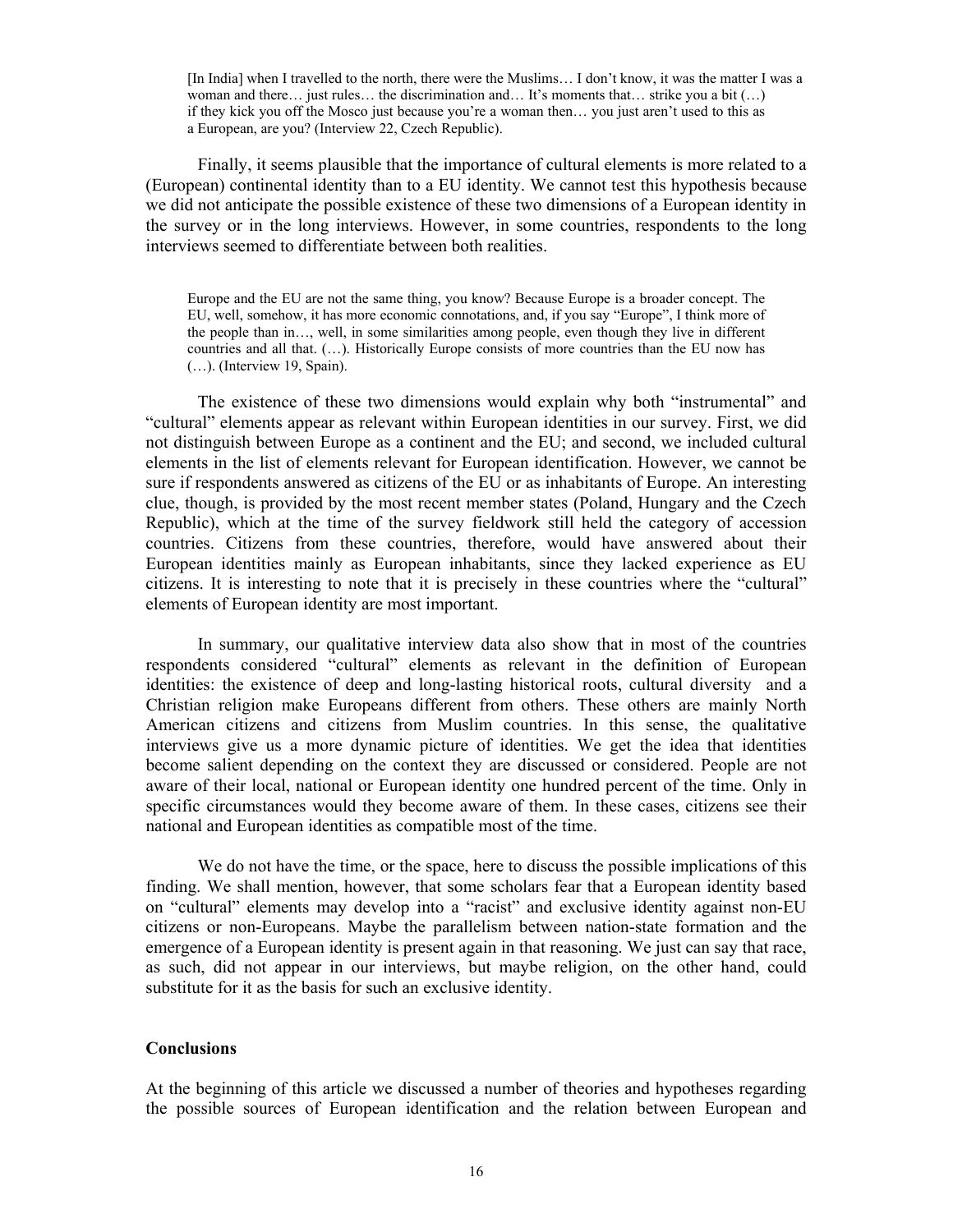> [In India] when I travelled to the north, there were the Muslims… I don't know, it was the matter I was a woman and there… just rules… the discrimination and… It's moments that… strike you a bit (…) if they kick you off the Mosco just because you're a woman then… you just aren't used to this as a European, are you? (Interview 22, Czech Republic).

Finally, it seems plausible that the importance of cultural elements is more related to a (European) continental identity than to a EU identity. We cannot test this hypothesis because we did not anticipate the possible existence of these two dimensions of a European identity in the survey or in the long interviews. However, in some countries, respondents to the long interviews seemed to differentiate between both realities.

> Europe and the EU are not the same thing, you know? Because Europe is a broader concept. The EU, well, somehow, it has more economic connotations, and, if you say "Europe", I think more of the people than in…, well, in some similarities among people, even though they live in different countries and all that. (…). Historically Europe consists of more countries than the EU now has (…). (Interview 19, Spain).

The existence of these two dimensions would explain why both "instrumental" and "cultural" elements appear as relevant within European identities in our survey. First, we did not distinguish between Europe as a continent and the EU; and second, we included cultural elements in the list of elements relevant for European identification. However, we cannot be sure if respondents answered as citizens of the EU or as inhabitants of Europe. An interesting clue, though, is provided by the most recent member states (Poland, Hungary and the Czech Republic), which at the time of the survey fieldwork still held the category of accession countries. Citizens from these countries, therefore, would have answered about their European identities mainly as European inhabitants, since they lacked experience as EU citizens. It is interesting to note that it is precisely in these countries where the "cultural" elements of European identity are most important.

In summary, our qualitative interview data also show that in most of the countries respondents considered "cultural" elements as relevant in the definition of European identities: the existence of deep and long-lasting historical roots, cultural diversity and a Christian religion make Europeans different from others. These others are mainly North American citizens and citizens from Muslim countries. In this sense, the qualitative interviews give us a more dynamic picture of identities. We get the idea that identities become salient depending on the context they are discussed or considered. People are not aware of their local, national or European identity one hundred percent of the time. Only in specific circumstances would they become aware of them. In these cases, citizens see their national and European identities as compatible most of the time.

We do not have the time, or the space, here to discuss the possible implications of this finding. We shall mention, however, that some scholars fear that a European identity based on "cultural" elements may develop into a "racist" and exclusive identity against non-EU citizens or non-Europeans. Maybe the parallelism between nation-state formation and the emergence of a European identity is present again in that reasoning. We just can say that race, as such, did not appear in our interviews, but maybe religion, on the other hand, could substitute for it as the basis for such an exclusive identity.

### Conclusions

At the beginning of this article we discussed a number of theories and hypotheses regarding the possible sources of European identification and the relation between European and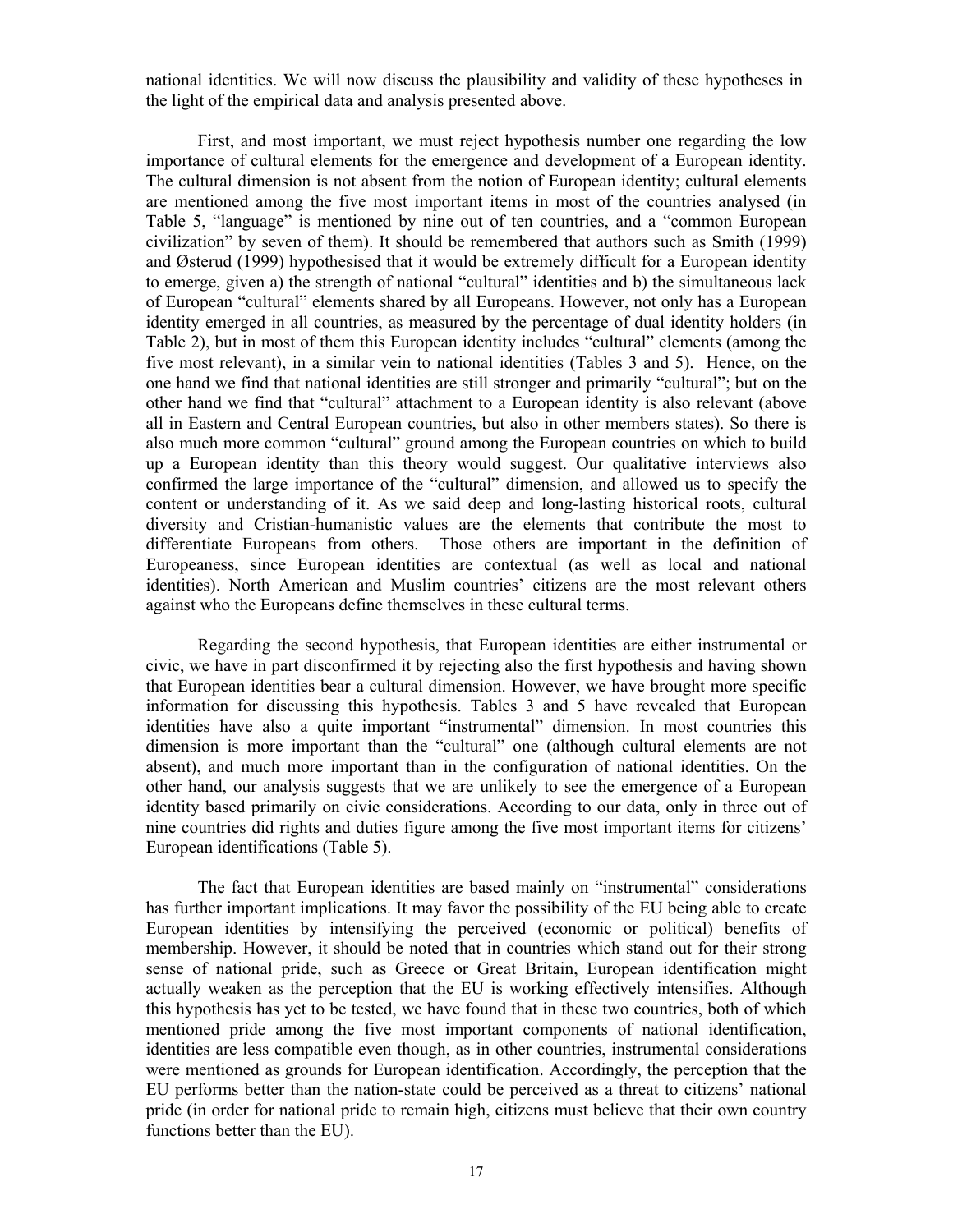national identities. We will now discuss the plausibility and validity of these hypotheses in the light of the empirical data and analysis presented above.

First, and most important, we must reject hypothesis number one regarding the low importance of cultural elements for the emergence and development of a European identity. The cultural dimension is not absent from the notion of European identity; cultural elements are mentioned among the five most important items in most of the countries analysed (in Table 5, "language" is mentioned by nine out of ten countries, and a "common European civilization" by seven of them). It should be remembered that authors such as Smith (1999) and Østerud (1999) hypothesised that it would be extremely difficult for a European identity to emerge, given a) the strength of national "cultural" identities and b) the simultaneous lack of European "cultural" elements shared by all Europeans. However, not only has a European identity emerged in all countries, as measured by the percentage of dual identity holders (in Table 2), but in most of them this European identity includes "cultural" elements (among the five most relevant), in a similar vein to national identities (Tables 3 and 5). Hence, on the one hand we find that national identities are still stronger and primarily "cultural"; but on the other hand we find that "cultural" attachment to a European identity is also relevant (above all in Eastern and Central European countries, but also in other members states). So there is also much more common "cultural" ground among the European countries on which to build up a European identity than this theory would suggest. Our qualitative interviews also confirmed the large importance of the "cultural" dimension, and allowed us to specify the content or understanding of it. As we said deep and long-lasting historical roots, cultural diversity and Cristian-humanistic values are the elements that contribute the most to differentiate Europeans from others. Those others are important in the definition of Europeaness, since European identities are contextual (as well as local and national identities). North American and Muslim countries' citizens are the most relevant others against who the Europeans define themselves in these cultural terms.

Regarding the second hypothesis, that European identities are either instrumental or civic, we have in part disconfirmed it by rejecting also the first hypothesis and having shown that European identities bear a cultural dimension. However, we have brought more specific information for discussing this hypothesis. Tables 3 and 5 have revealed that European identities have also a quite important "instrumental" dimension. In most countries this dimension is more important than the "cultural" one (although cultural elements are not absent), and much more important than in the configuration of national identities. On the other hand, our analysis suggests that we are unlikely to see the emergence of a European identity based primarily on civic considerations. According to our data, only in three out of nine countries did rights and duties figure among the five most important items for citizens' European identifications (Table 5).

The fact that European identities are based mainly on "instrumental" considerations has further important implications. It may favor the possibility of the EU being able to create European identities by intensifying the perceived (economic or political) benefits of membership. However, it should be noted that in countries which stand out for their strong sense of national pride, such as Greece or Great Britain, European identification might actually weaken as the perception that the EU is working effectively intensifies. Although this hypothesis has yet to be tested, we have found that in these two countries, both of which mentioned pride among the five most important components of national identification, identities are less compatible even though, as in other countries, instrumental considerations were mentioned as grounds for European identification. Accordingly, the perception that the EU performs better than the nation-state could be perceived as a threat to citizens' national pride (in order for national pride to remain high, citizens must believe that their own country functions better than the EU).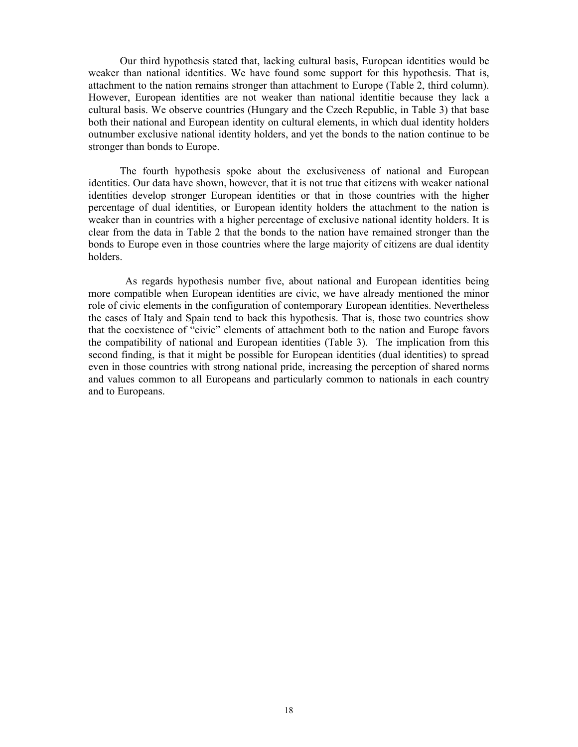Our third hypothesis stated that, lacking cultural basis, European identities would be weaker than national identities. We have found some support for this hypothesis. That is, attachment to the nation remains stronger than attachment to Europe (Table 2, third column). However, European identities are not weaker than national identitie because they lack a cultural basis. We observe countries (Hungary and the Czech Republic, in Table 3) that base both their national and European identity on cultural elements, in which dual identity holders outnumber exclusive national identity holders, and yet the bonds to the nation continue to be stronger than bonds to Europe.

The fourth hypothesis spoke about the exclusiveness of national and European identities. Our data have shown, however, that it is not true that citizens with weaker national identities develop stronger European identities or that in those countries with the higher percentage of dual identities, or European identity holders the attachment to the nation is weaker than in countries with a higher percentage of exclusive national identity holders. It is clear from the data in Table 2 that the bonds to the nation have remained stronger than the bonds to Europe even in those countries where the large majority of citizens are dual identity holders.

As regards hypothesis number five, about national and European identities being more compatible when European identities are civic, we have already mentioned the minor role of civic elements in the configuration of contemporary European identities. Nevertheless the cases of Italy and Spain tend to back this hypothesis. That is, those two countries show that the coexistence of "civic" elements of attachment both to the nation and Europe favors the compatibility of national and European identities (Table 3). The implication from this second finding, is that it might be possible for European identities (dual identities) to spread even in those countries with strong national pride, increasing the perception of shared norms and values common to all Europeans and particularly common to nationals in each country and to Europeans.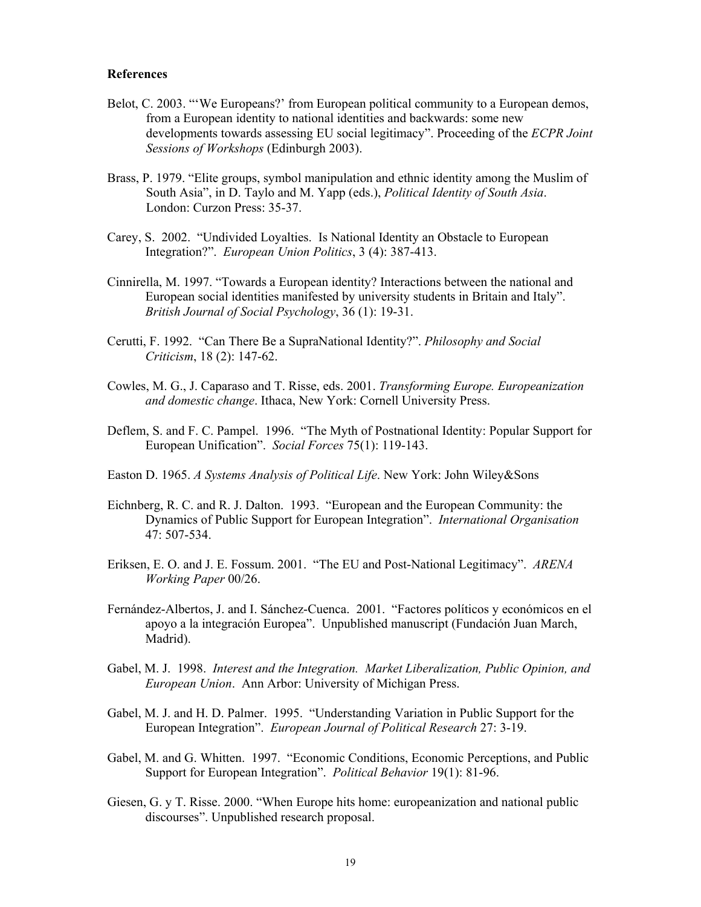**References**

Belot, C. 2003. "'We Europeans?' from European political community to a European demos, from a European identity to national identities and backwards: some new developments towards assessing EU social legitimacy". Proceeding of the *ECPR Joint Sessions of Workshops* (Edinburgh 2003).

Brass, P. 1979. "Elite groups, symbol manipulation and ethnic identity among the Muslim of South Asia", in D. Taylo and M. Yapp (eds.), *Political Identity of South Asia*. London: Curzon Press: 35-37.

Carey, S. 2002. "Undivided Loyalties. Is National Identity an Obstacle to European Integration?". *European Union Politics*, 3 (4): 387-413.

Cinnirella, M. 1997. "Towards a European identity? Interactions between the national and European social identities manifested by university students in Britain and Italy". *British Journal of Social Psychology*, 36 (1): 19-31.

Cerutti, F. 1992. "Can There Be a SupraNational Identity?". *Philosophy and Social Criticism*, 18 (2): 147-62.

Cowles, M. G., J. Caparaso and T. Risse, eds. 2001. *Transforming Europe. Europeanization and domestic change*. Ithaca, New York: Cornell University Press.

Deflem, S. and F. C. Pampel. 1996. "The Myth of Postnational Identity: Popular Support for European Unification". *Social Forces* 75(1): 119-143.

Easton D. 1965. *A Systems Analysis of Political Life*. New York: John Wiley&Sons

Eichnberg, R. C. and R. J. Dalton. 1993. "European and the European Community: the Dynamics of Public Support for European Integration". *International Organisation* 47: 507-534.

Eriksen, E. O. and J. E. Fossum. 2001. "The EU and Post-National Legitimacy". *ARENA Working Paper* 00/26.

Fernández-Albertos, J. and I. Sánchez-Cuenca. 2001. "Factores políticos y económicos en el apoyo a la integración Europea". Unpublished manuscript (Fundación Juan March, Madrid).

Gabel, M. J. 1998. *Interest and the Integration. Market Liberalization, Public Opinion, and European Union*. Ann Arbor: University of Michigan Press.

Gabel, M. J. and H. D. Palmer. 1995. "Understanding Variation in Public Support for the European Integration". *European Journal of Political Research* 27: 3-19.

Gabel, M. and G. Whitten. 1997. "Economic Conditions, Economic Perceptions, and Public Support for European Integration". *Political Behavior* 19(1): 81-96.

Giesen, G. y T. Risse. 2000. "When Europe hits home: europeanization and national public discourses". Unpublished research proposal.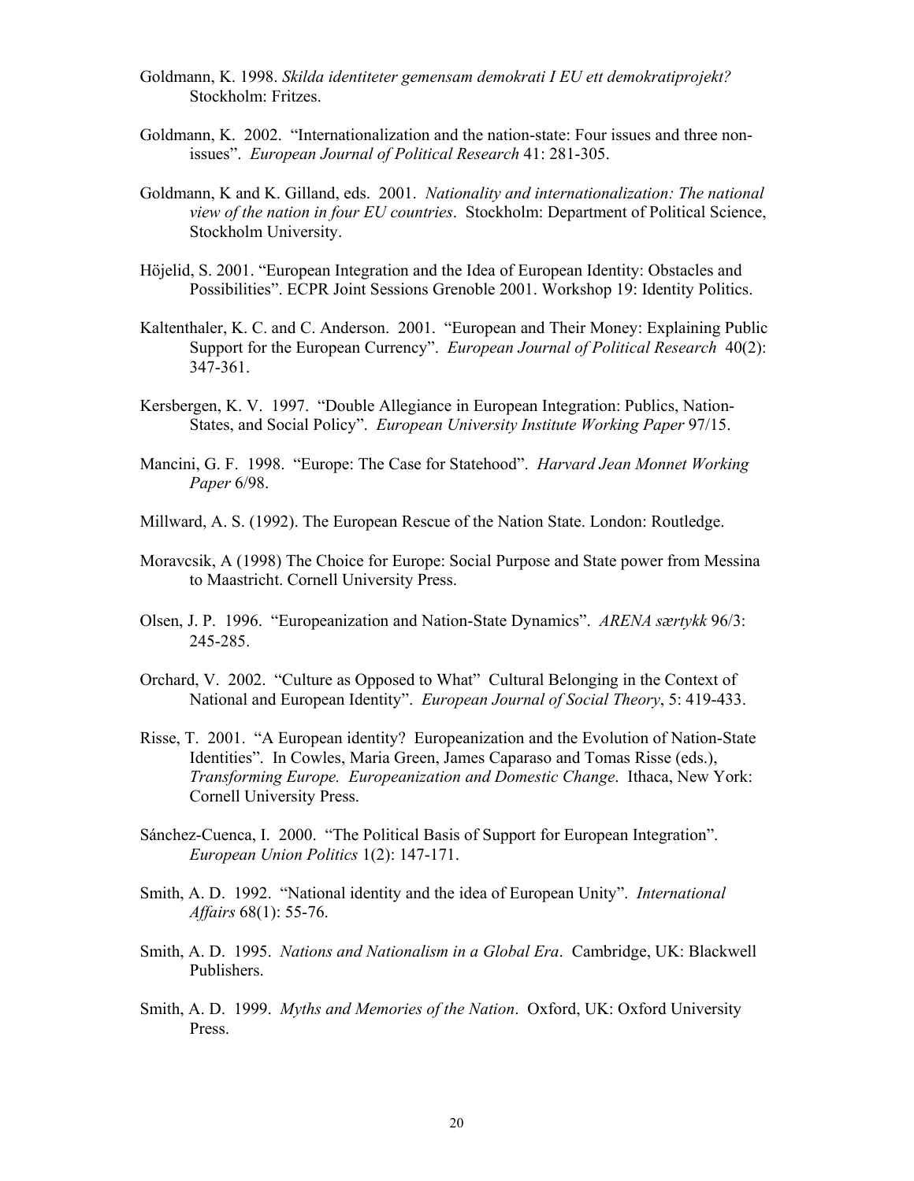Goldmann, K. 1998. *Skilda identiteter gemensam demokrati I EU ett demokratiprojekt?* Stockholm: Fritzes.

Goldmann, K. 2002. "Internationalization and the nation-state: Four issues and three non-issues". *European Journal of Political Research* 41: 281-305.

Goldmann, K and K. Gilland, eds. 2001. *Nationality and internationalization: The national view of the nation in four EU countries*. Stockholm: Department of Political Science, Stockholm University.

Höjelid, S. 2001. "European Integration and the Idea of European Identity: Obstacles and Possibilities". ECPR Joint Sessions Grenoble 2001. Workshop 19: Identity Politics.

Kaltenthaler, K. C. and C. Anderson. 2001. "European and Their Money: Explaining Public Support for the European Currency". *European Journal of Political Research* 40(2): 347-361.

Kersbergen, K. V. 1997. "Double Allegiance in European Integration: Publics, Nation-States, and Social Policy". *European University Institute Working Paper* 97/15.

Mancini, G. F. 1998. "Europe: The Case for Statehood". *Harvard Jean Monnet Working Paper* 6/98.

Millward, A. S. (1992). The European Rescue of the Nation State. London: Routledge.

Moravcsik, A (1998) The Choice for Europe: Social Purpose and State power from Messina to Maastricht. Cornell University Press.

Olsen, J. P. 1996. "Europeanization and Nation-State Dynamics". *ARENA særtykk* 96/3: 245-285.

Orchard, V. 2002. "Culture as Opposed to What" Cultural Belonging in the Context of National and European Identity". *European Journal of Social Theory*, 5: 419-433.

Risse, T. 2001. "A European identity? Europeanization and the Evolution of Nation-State Identities". In Cowles, Maria Green, James Caparaso and Tomas Risse (eds.), *Transforming Europe. Europeanization and Domestic Change*. Ithaca, New York: Cornell University Press.

Sánchez-Cuenca, I. 2000. "The Political Basis of Support for European Integration". *European Union Politics* 1(2): 147-171.

Smith, A. D. 1992. "National identity and the idea of European Unity". *International Affairs* 68(1): 55-76.

Smith, A. D. 1995. *Nations and Nationalism in a Global Era*. Cambridge, UK: Blackwell Publishers.

Smith, A. D. 1999. *Myths and Memories of the Nation*. Oxford, UK: Oxford University Press.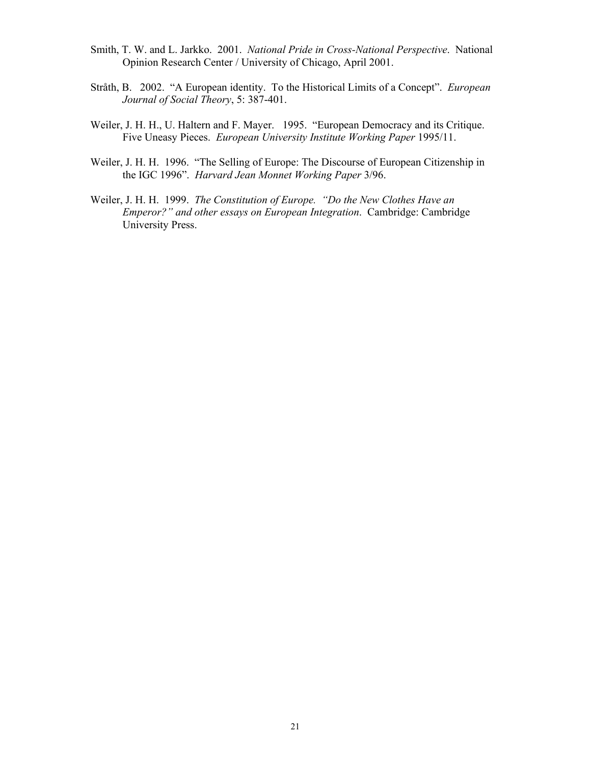Smith, T. W. and L. Jarkko. 2001. *National Pride in Cross-National Perspective*. National Opinion Research Center / University of Chicago, April 2001.

Stråth, B. 2002. "A European identity. To the Historical Limits of a Concept". *European Journal of Social Theory*, 5: 387-401.

Weiler, J. H. H., U. Haltern and F. Mayer. 1995. "European Democracy and its Critique. Five Uneasy Pieces. *European University Institute Working Paper* 1995/11.

Weiler, J. H. H. 1996. "The Selling of Europe: The Discourse of European Citizenship in the IGC 1996". *Harvard Jean Monnet Working Paper* 3/96.

Weiler, J. H. H. 1999. *The Constitution of Europe. "Do the New Clothes Have an Emperor?" and other essays on European Integration*. Cambridge: Cambridge University Press.